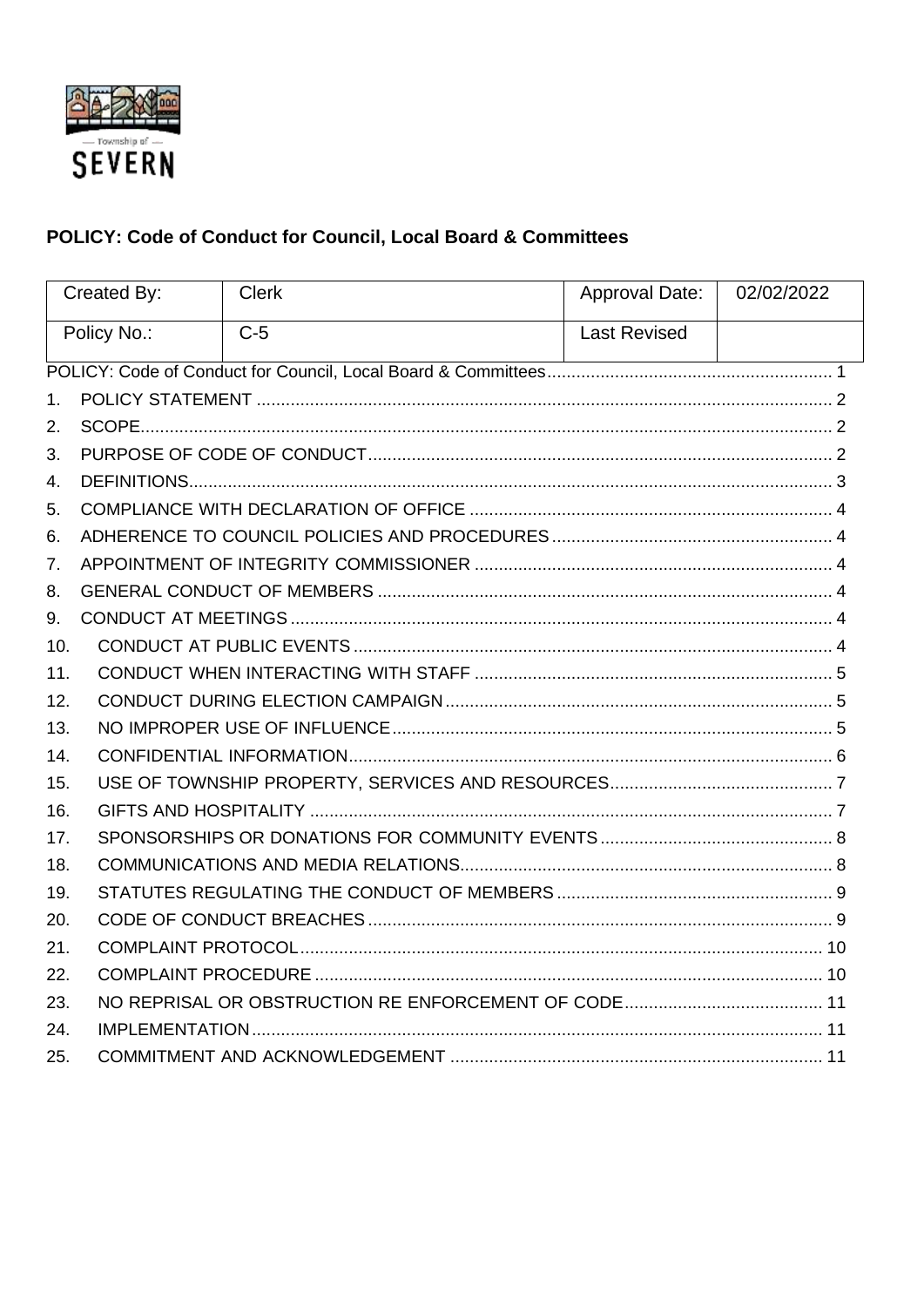Township of SEVERN

## POLICY: Code of Conduct for Council, Local Board & Committees

| Created By: | Clerk | Approval Date: | 02/02/2022 |
|---|---|---|---|
| Policy No.: | C-5 | Last Revised | |

POLICY: Code of Conduct for Council, Local Board & Committees ........ 1

1. POLICY STATEMENT ........ 2
2. SCOPE ........ 2
3. PURPOSE OF CODE OF CONDUCT ........ 2
4. DEFINITIONS ........ 3
5. COMPLIANCE WITH DECLARATION OF OFFICE ........ 4
6. ADHERENCE TO COUNCIL POLICIES AND PROCEDURES ........ 4
7. APPOINTMENT OF INTEGRITY COMMISSIONER ........ 4
8. GENERAL CONDUCT OF MEMBERS ........ 4
9. CONDUCT AT MEETINGS ........ 4
10. CONDUCT AT PUBLIC EVENTS ........ 4
11. CONDUCT WHEN INTERACTING WITH STAFF ........ 5
12. CONDUCT DURING ELECTION CAMPAIGN ........ 5
13. NO IMPROPER USE OF INFLUENCE ........ 5
14. CONFIDENTIAL INFORMATION ........ 6
15. USE OF TOWNSHIP PROPERTY, SERVICES AND RESOURCES ........ 7
16. GIFTS AND HOSPITALITY ........ 7
17. SPONSORSHIPS OR DONATIONS FOR COMMUNITY EVENTS ........ 8
18. COMMUNICATIONS AND MEDIA RELATIONS ........ 8
19. STATUTES REGULATING THE CONDUCT OF MEMBERS ........ 9
20. CODE OF CONDUCT BREACHES ........ 9
21. COMPLAINT PROTOCOL ........ 10
22. COMPLAINT PROCEDURE ........ 10
23. NO REPRISAL OR OBSTRUCTION RE ENFORCEMENT OF CODE ........ 11
24. IMPLEMENTATION ........ 11
25. COMMITMENT AND ACKNOWLEDGEMENT ........ 11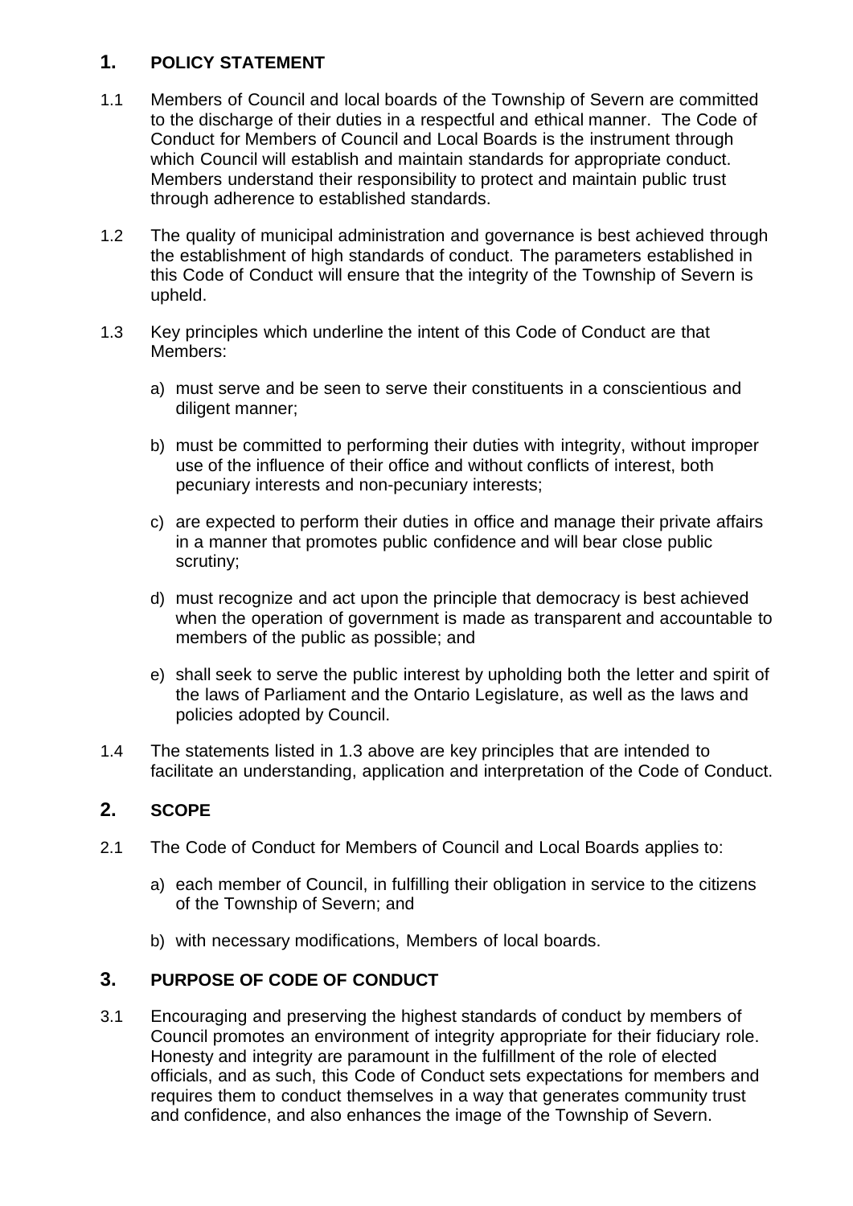## 1. POLICY STATEMENT

1.1 Members of Council and local boards of the Township of Severn are committed to the discharge of their duties in a respectful and ethical manner. The Code of Conduct for Members of Council and Local Boards is the instrument through which Council will establish and maintain standards for appropriate conduct. Members understand their responsibility to protect and maintain public trust through adherence to established standards.

1.2 The quality of municipal administration and governance is best achieved through the establishment of high standards of conduct. The parameters established in this Code of Conduct will ensure that the integrity of the Township of Severn is upheld.

1.3 Key principles which underline the intent of this Code of Conduct are that Members:

a) must serve and be seen to serve their constituents in a conscientious and diligent manner;

b) must be committed to performing their duties with integrity, without improper use of the influence of their office and without conflicts of interest, both pecuniary interests and non-pecuniary interests;

c) are expected to perform their duties in office and manage their private affairs in a manner that promotes public confidence and will bear close public scrutiny;

d) must recognize and act upon the principle that democracy is best achieved when the operation of government is made as transparent and accountable to members of the public as possible; and

e) shall seek to serve the public interest by upholding both the letter and spirit of the laws of Parliament and the Ontario Legislature, as well as the laws and policies adopted by Council.

1.4 The statements listed in 1.3 above are key principles that are intended to facilitate an understanding, application and interpretation of the Code of Conduct.

## 2. SCOPE

2.1 The Code of Conduct for Members of Council and Local Boards applies to:

a) each member of Council, in fulfilling their obligation in service to the citizens of the Township of Severn; and

b) with necessary modifications, Members of local boards.

## 3. PURPOSE OF CODE OF CONDUCT

3.1 Encouraging and preserving the highest standards of conduct by members of Council promotes an environment of integrity appropriate for their fiduciary role. Honesty and integrity are paramount in the fulfillment of the role of elected officials, and as such, this Code of Conduct sets expectations for members and requires them to conduct themselves in a way that generates community trust and confidence, and also enhances the image of the Township of Severn.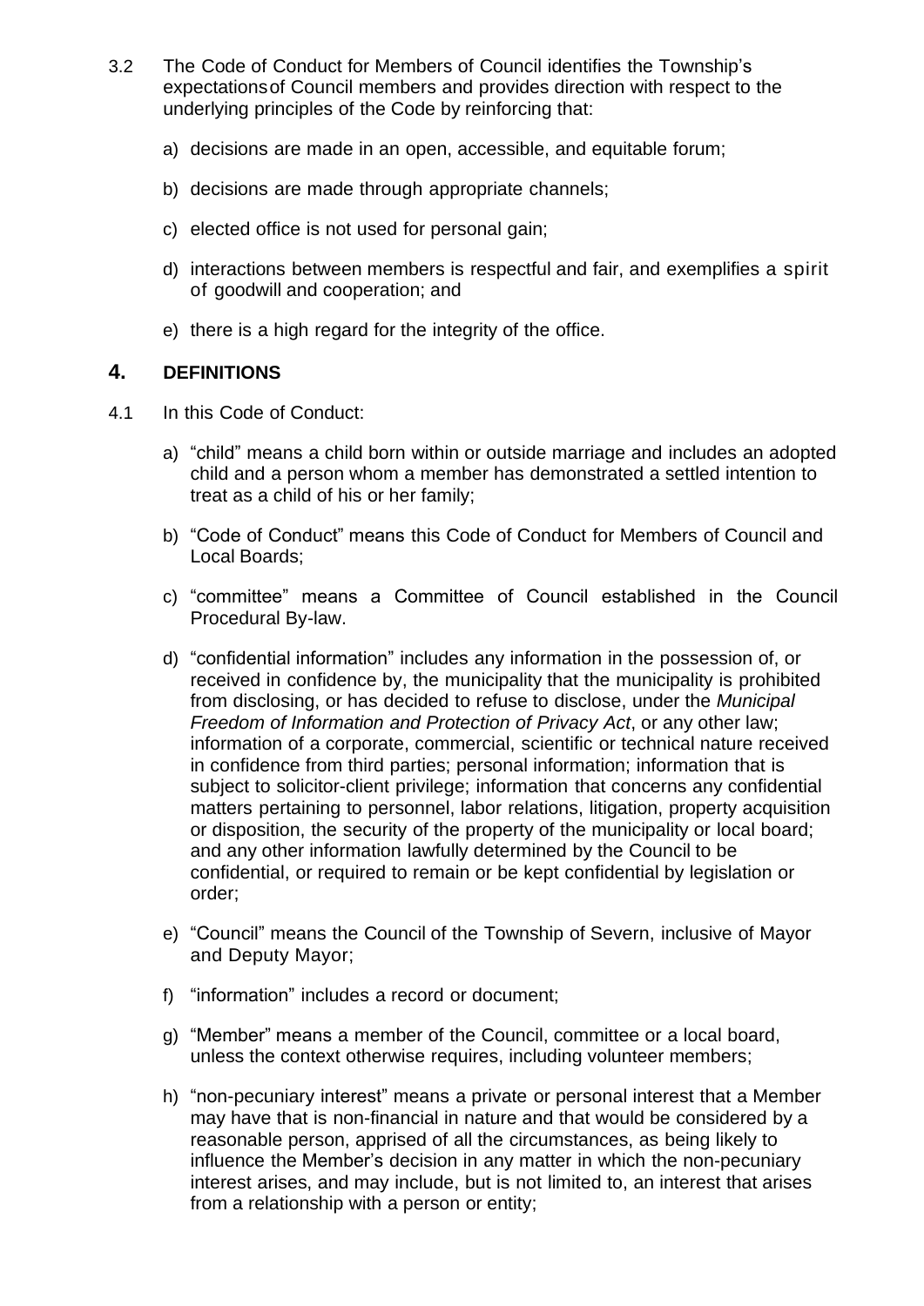3.2 The Code of Conduct for Members of Council identifies the Township's expectationsof Council members and provides direction with respect to the underlying principles of the Code by reinforcing that:

a) decisions are made in an open, accessible, and equitable forum;

b) decisions are made through appropriate channels;

c) elected office is not used for personal gain;

d) interactions between members is respectful and fair, and exemplifies a spirit of goodwill and cooperation; and

e) there is a high regard for the integrity of the office.

## 4. DEFINITIONS

4.1 In this Code of Conduct:

a) "child" means a child born within or outside marriage and includes an adopted child and a person whom a member has demonstrated a settled intention to treat as a child of his or her family;

b) "Code of Conduct" means this Code of Conduct for Members of Council and Local Boards;

c) "committee" means a Committee of Council established in the Council Procedural By-law.

d) "confidential information" includes any information in the possession of, or received in confidence by, the municipality that the municipality is prohibited from disclosing, or has decided to refuse to disclose, under the *Municipal Freedom of Information and Protection of Privacy Act*, or any other law; information of a corporate, commercial, scientific or technical nature received in confidence from third parties; personal information; information that is subject to solicitor-client privilege; information that concerns any confidential matters pertaining to personnel, labor relations, litigation, property acquisition or disposition, the security of the property of the municipality or local board; and any other information lawfully determined by the Council to be confidential, or required to remain or be kept confidential by legislation or order;

e) "Council" means the Council of the Township of Severn, inclusive of Mayor and Deputy Mayor;

f) "information" includes a record or document;

g) "Member" means a member of the Council, committee or a local board, unless the context otherwise requires, including volunteer members;

h) "non-pecuniary interest" means a private or personal interest that a Member may have that is non-financial in nature and that would be considered by a reasonable person, apprised of all the circumstances, as being likely to influence the Member's decision in any matter in which the non-pecuniary interest arises, and may include, but is not limited to, an interest that arises from a relationship with a person or entity;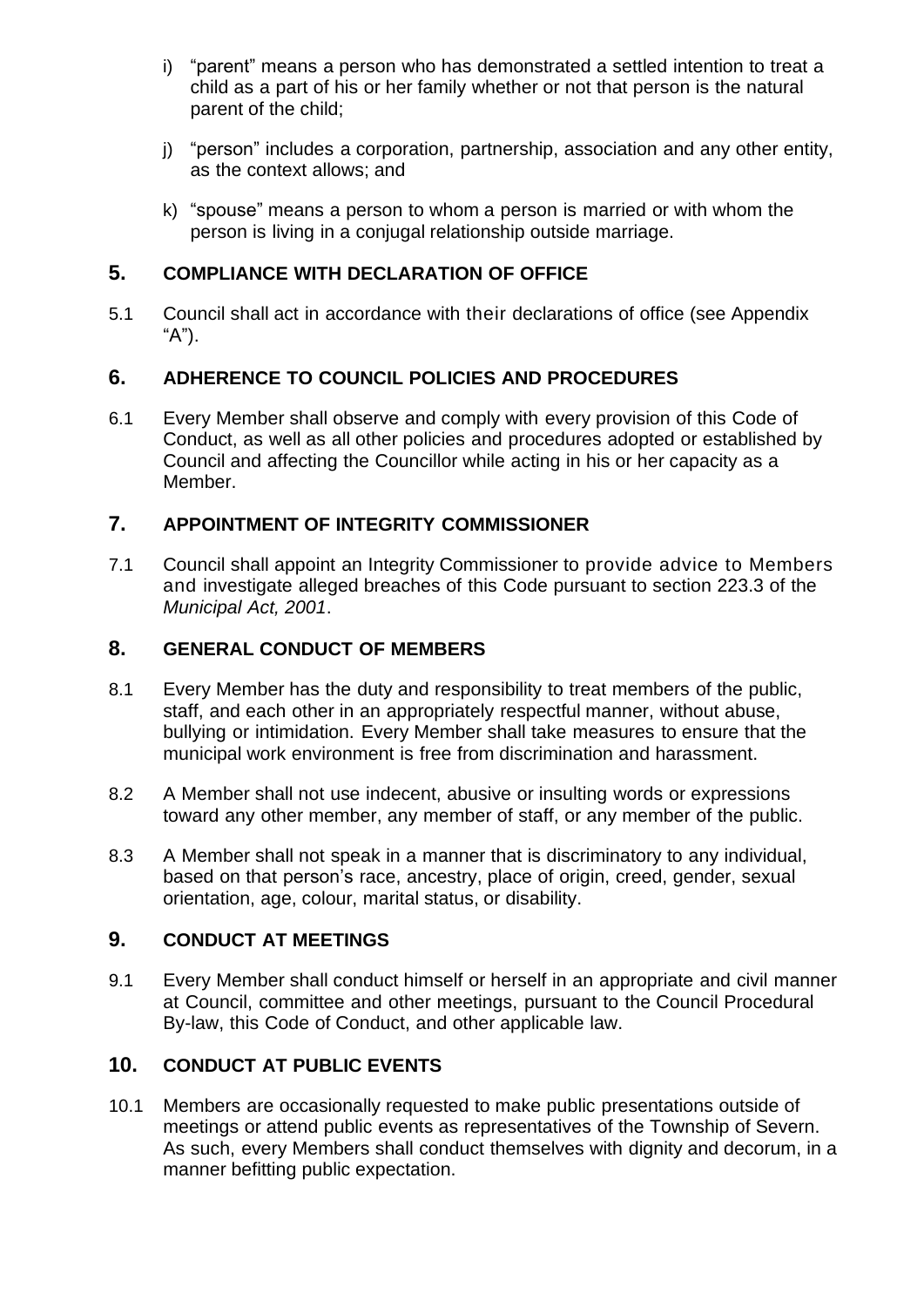i) "parent" means a person who has demonstrated a settled intention to treat a child as a part of his or her family whether or not that person is the natural parent of the child;

j) "person" includes a corporation, partnership, association and any other entity, as the context allows; and

k) "spouse" means a person to whom a person is married or with whom the person is living in a conjugal relationship outside marriage.

## 5. COMPLIANCE WITH DECLARATION OF OFFICE

5.1 Council shall act in accordance with their declarations of office (see Appendix "A").

## 6. ADHERENCE TO COUNCIL POLICIES AND PROCEDURES

6.1 Every Member shall observe and comply with every provision of this Code of Conduct, as well as all other policies and procedures adopted or established by Council and affecting the Councillor while acting in his or her capacity as a Member.

## 7. APPOINTMENT OF INTEGRITY COMMISSIONER

7.1 Council shall appoint an Integrity Commissioner to provide advice to Members and investigate alleged breaches of this Code pursuant to section 223.3 of the *Municipal Act, 2001*.

## 8. GENERAL CONDUCT OF MEMBERS

8.1 Every Member has the duty and responsibility to treat members of the public, staff, and each other in an appropriately respectful manner, without abuse, bullying or intimidation. Every Member shall take measures to ensure that the municipal work environment is free from discrimination and harassment.

8.2 A Member shall not use indecent, abusive or insulting words or expressions toward any other member, any member of staff, or any member of the public.

8.3 A Member shall not speak in a manner that is discriminatory to any individual, based on that person's race, ancestry, place of origin, creed, gender, sexual orientation, age, colour, marital status, or disability.

## 9. CONDUCT AT MEETINGS

9.1 Every Member shall conduct himself or herself in an appropriate and civil manner at Council, committee and other meetings, pursuant to the Council Procedural By-law, this Code of Conduct, and other applicable law.

## 10. CONDUCT AT PUBLIC EVENTS

10.1 Members are occasionally requested to make public presentations outside of meetings or attend public events as representatives of the Township of Severn. As such, every Members shall conduct themselves with dignity and decorum, in a manner befitting public expectation.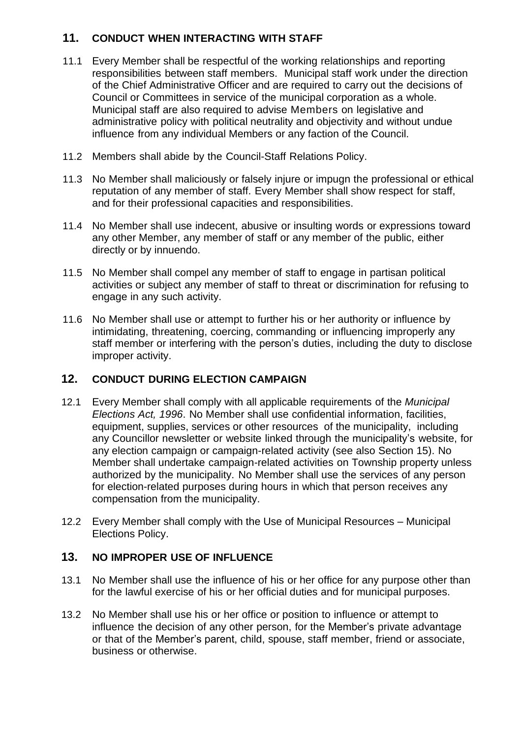## 11. CONDUCT WHEN INTERACTING WITH STAFF

11.1 Every Member shall be respectful of the working relationships and reporting responsibilities between staff members. Municipal staff work under the direction of the Chief Administrative Officer and are required to carry out the decisions of Council or Committees in service of the municipal corporation as a whole. Municipal staff are also required to advise Members on legislative and administrative policy with political neutrality and objectivity and without undue influence from any individual Members or any faction of the Council.

11.2 Members shall abide by the Council-Staff Relations Policy.

11.3 No Member shall maliciously or falsely injure or impugn the professional or ethical reputation of any member of staff. Every Member shall show respect for staff, and for their professional capacities and responsibilities.

11.4 No Member shall use indecent, abusive or insulting words or expressions toward any other Member, any member of staff or any member of the public, either directly or by innuendo.

11.5 No Member shall compel any member of staff to engage in partisan political activities or subject any member of staff to threat or discrimination for refusing to engage in any such activity.

11.6 No Member shall use or attempt to further his or her authority or influence by intimidating, threatening, coercing, commanding or influencing improperly any staff member or interfering with the person's duties, including the duty to disclose improper activity.

## 12. CONDUCT DURING ELECTION CAMPAIGN

12.1 Every Member shall comply with all applicable requirements of the *Municipal Elections Act, 1996*. No Member shall use confidential information, facilities, equipment, supplies, services or other resources of the municipality, including any Councillor newsletter or website linked through the municipality's website, for any election campaign or campaign-related activity (see also Section 15). No Member shall undertake campaign-related activities on Township property unless authorized by the municipality. No Member shall use the services of any person for election-related purposes during hours in which that person receives any compensation from the municipality.

12.2 Every Member shall comply with the Use of Municipal Resources – Municipal Elections Policy.

## 13. NO IMPROPER USE OF INFLUENCE

13.1 No Member shall use the influence of his or her office for any purpose other than for the lawful exercise of his or her official duties and for municipal purposes.

13.2 No Member shall use his or her office or position to influence or attempt to influence the decision of any other person, for the Member's private advantage or that of the Member's parent, child, spouse, staff member, friend or associate, business or otherwise.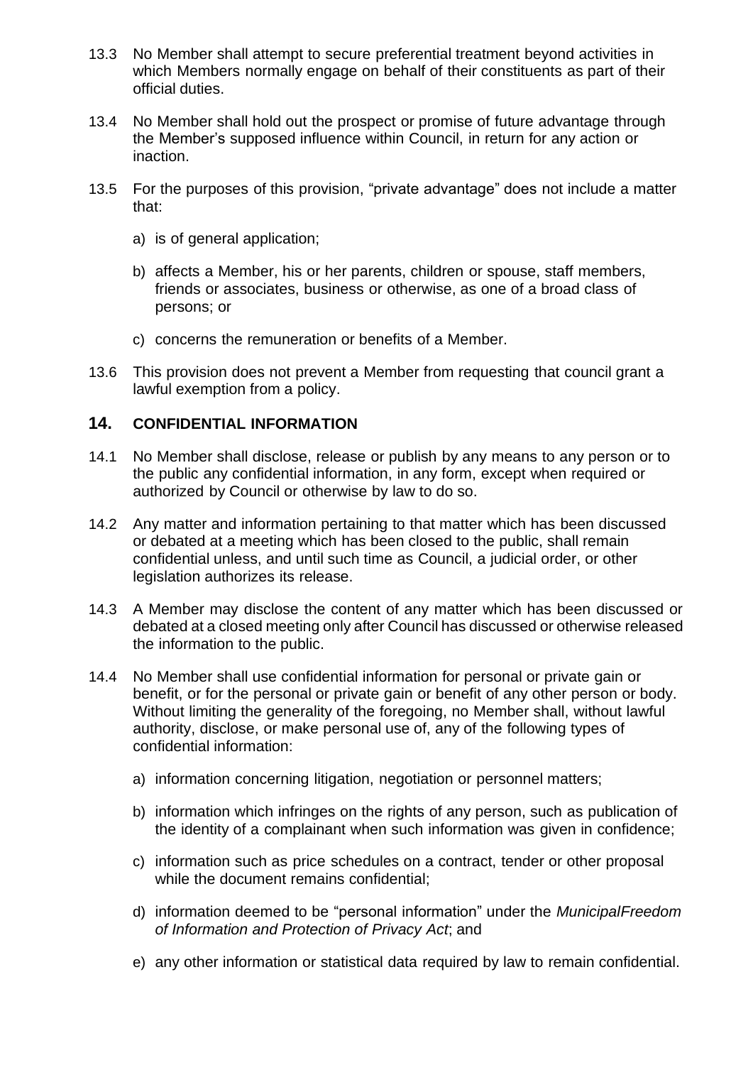13.3 No Member shall attempt to secure preferential treatment beyond activities in which Members normally engage on behalf of their constituents as part of their official duties.

13.4 No Member shall hold out the prospect or promise of future advantage through the Member's supposed influence within Council, in return for any action or inaction.

13.5 For the purposes of this provision, "private advantage" does not include a matter that:

a) is of general application;

b) affects a Member, his or her parents, children or spouse, staff members, friends or associates, business or otherwise, as one of a broad class of persons; or

c) concerns the remuneration or benefits of a Member.

13.6 This provision does not prevent a Member from requesting that council grant a lawful exemption from a policy.

## 14. CONFIDENTIAL INFORMATION

14.1 No Member shall disclose, release or publish by any means to any person or to the public any confidential information, in any form, except when required or authorized by Council or otherwise by law to do so.

14.2 Any matter and information pertaining to that matter which has been discussed or debated at a meeting which has been closed to the public, shall remain confidential unless, and until such time as Council, a judicial order, or other legislation authorizes its release.

14.3 A Member may disclose the content of any matter which has been discussed or debated at a closed meeting only after Council has discussed or otherwise released the information to the public.

14.4 No Member shall use confidential information for personal or private gain or benefit, or for the personal or private gain or benefit of any other person or body. Without limiting the generality of the foregoing, no Member shall, without lawful authority, disclose, or make personal use of, any of the following types of confidential information:

a) information concerning litigation, negotiation or personnel matters;

b) information which infringes on the rights of any person, such as publication of the identity of a complainant when such information was given in confidence;

c) information such as price schedules on a contract, tender or other proposal while the document remains confidential;

d) information deemed to be "personal information" under the *MunicipalFreedom of Information and Protection of Privacy Act*; and

e) any other information or statistical data required by law to remain confidential.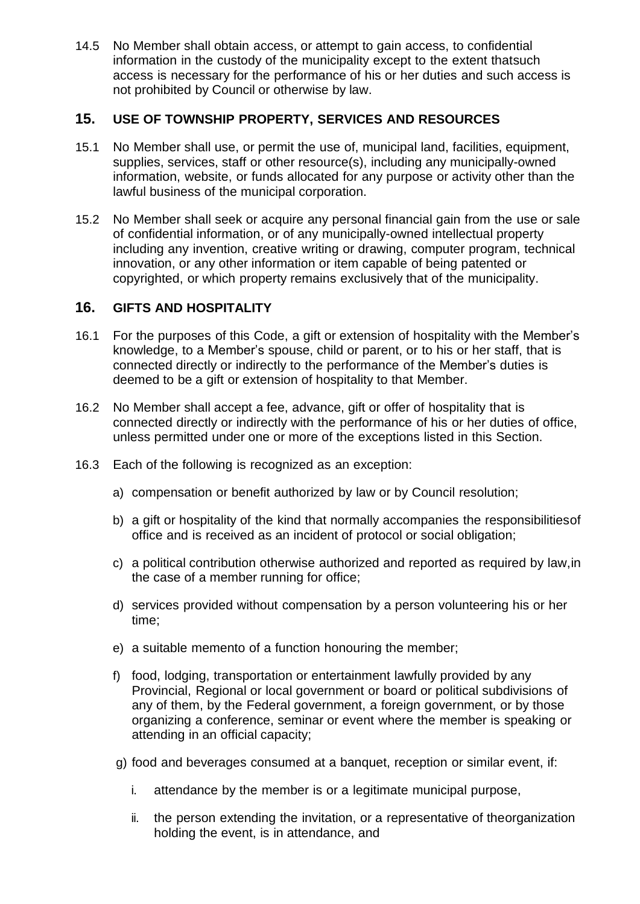14.5 No Member shall obtain access, or attempt to gain access, to confidential information in the custody of the municipality except to the extent thatsuch access is necessary for the performance of his or her duties and such access is not prohibited by Council or otherwise by law.

## 15. USE OF TOWNSHIP PROPERTY, SERVICES AND RESOURCES

15.1 No Member shall use, or permit the use of, municipal land, facilities, equipment, supplies, services, staff or other resource(s), including any municipally-owned information, website, or funds allocated for any purpose or activity other than the lawful business of the municipal corporation.

15.2 No Member shall seek or acquire any personal financial gain from the use or sale of confidential information, or of any municipally-owned intellectual property including any invention, creative writing or drawing, computer program, technical innovation, or any other information or item capable of being patented or copyrighted, or which property remains exclusively that of the municipality.

## 16. GIFTS AND HOSPITALITY

16.1 For the purposes of this Code, a gift or extension of hospitality with the Member's knowledge, to a Member's spouse, child or parent, or to his or her staff, that is connected directly or indirectly to the performance of the Member's duties is deemed to be a gift or extension of hospitality to that Member.

16.2 No Member shall accept a fee, advance, gift or offer of hospitality that is connected directly or indirectly with the performance of his or her duties of office, unless permitted under one or more of the exceptions listed in this Section.

16.3 Each of the following is recognized as an exception:

a) compensation or benefit authorized by law or by Council resolution;

b) a gift or hospitality of the kind that normally accompanies the responsibilitiesof office and is received as an incident of protocol or social obligation;

c) a political contribution otherwise authorized and reported as required by law,in the case of a member running for office;

d) services provided without compensation by a person volunteering his or her time;

e) a suitable memento of a function honouring the member;

f) food, lodging, transportation or entertainment lawfully provided by any Provincial, Regional or local government or board or political subdivisions of any of them, by the Federal government, a foreign government, or by those organizing a conference, seminar or event where the member is speaking or attending in an official capacity;

g) food and beverages consumed at a banquet, reception or similar event, if:

   i. attendance by the member is or a legitimate municipal purpose,

   ii. the person extending the invitation, or a representative of theorganization holding the event, is in attendance, and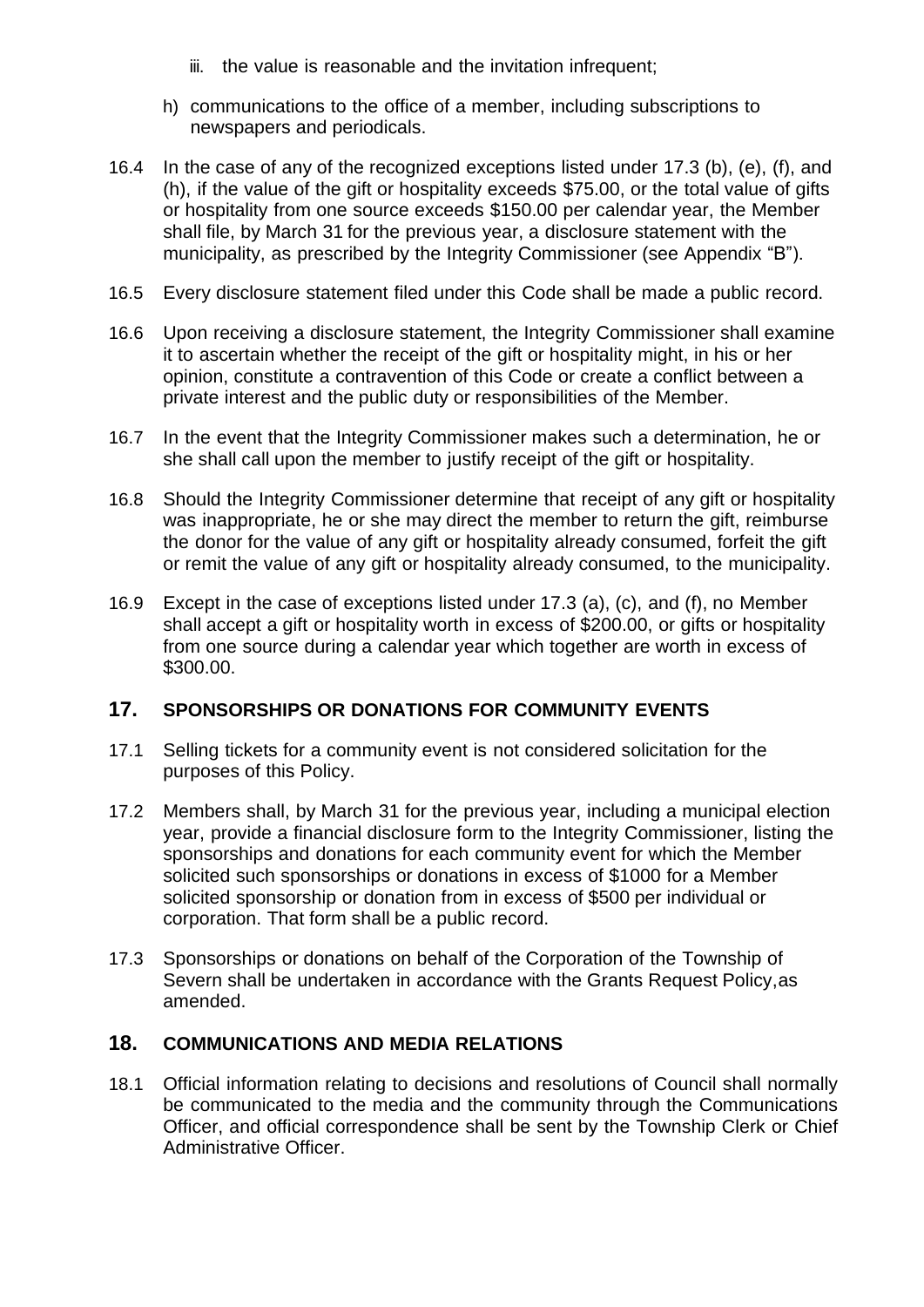iii. the value is reasonable and the invitation infrequent;

h) communications to the office of a member, including subscriptions to newspapers and periodicals.

16.4 In the case of any of the recognized exceptions listed under 17.3 (b), (e), (f), and (h), if the value of the gift or hospitality exceeds $75.00, or the total value of gifts or hospitality from one source exceeds $150.00 per calendar year, the Member shall file, by March 31 for the previous year, a disclosure statement with the municipality, as prescribed by the Integrity Commissioner (see Appendix "B").

16.5 Every disclosure statement filed under this Code shall be made a public record.

16.6 Upon receiving a disclosure statement, the Integrity Commissioner shall examine it to ascertain whether the receipt of the gift or hospitality might, in his or her opinion, constitute a contravention of this Code or create a conflict between a private interest and the public duty or responsibilities of the Member.

16.7 In the event that the Integrity Commissioner makes such a determination, he or she shall call upon the member to justify receipt of the gift or hospitality.

16.8 Should the Integrity Commissioner determine that receipt of any gift or hospitality was inappropriate, he or she may direct the member to return the gift, reimburse the donor for the value of any gift or hospitality already consumed, forfeit the gift or remit the value of any gift or hospitality already consumed, to the municipality.

16.9 Except in the case of exceptions listed under 17.3 (a), (c), and (f), no Member shall accept a gift or hospitality worth in excess of $200.00, or gifts or hospitality from one source during a calendar year which together are worth in excess of $300.00.

## 17. SPONSORSHIPS OR DONATIONS FOR COMMUNITY EVENTS

17.1 Selling tickets for a community event is not considered solicitation for the purposes of this Policy.

17.2 Members shall, by March 31 for the previous year, including a municipal election year, provide a financial disclosure form to the Integrity Commissioner, listing the sponsorships and donations for each community event for which the Member solicited such sponsorships or donations in excess of $1000 for a Member solicited sponsorship or donation from in excess of $500 per individual or corporation. That form shall be a public record.

17.3 Sponsorships or donations on behalf of the Corporation of the Township of Severn shall be undertaken in accordance with the Grants Request Policy,as amended.

## 18. COMMUNICATIONS AND MEDIA RELATIONS

18.1 Official information relating to decisions and resolutions of Council shall normally be communicated to the media and the community through the Communications Officer, and official correspondence shall be sent by the Township Clerk or Chief Administrative Officer.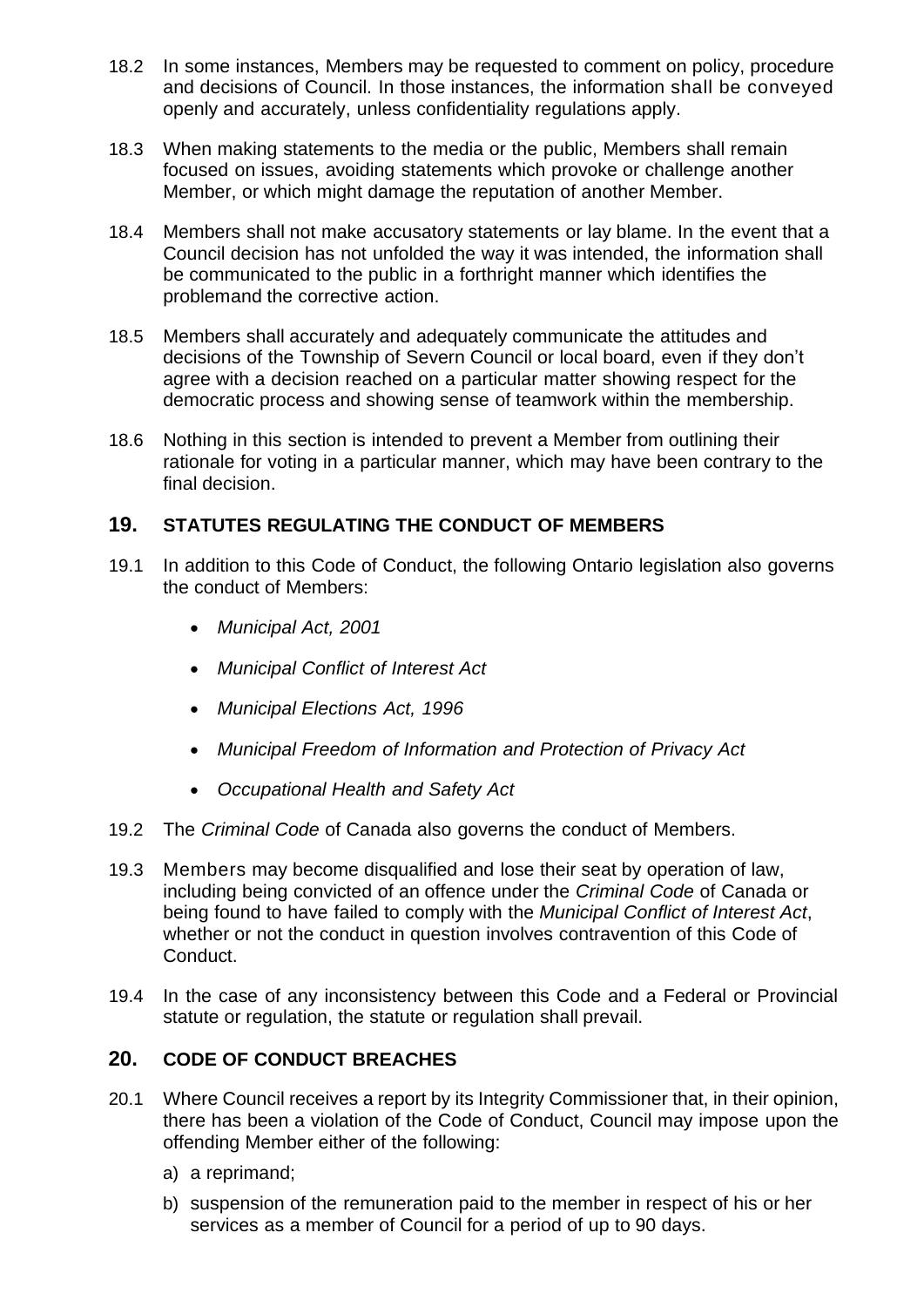18.2 In some instances, Members may be requested to comment on policy, procedure and decisions of Council. In those instances, the information shall be conveyed openly and accurately, unless confidentiality regulations apply.

18.3 When making statements to the media or the public, Members shall remain focused on issues, avoiding statements which provoke or challenge another Member, or which might damage the reputation of another Member.

18.4 Members shall not make accusatory statements or lay blame. In the event that a Council decision has not unfolded the way it was intended, the information shall be communicated to the public in a forthright manner which identifies the problemand the corrective action.

18.5 Members shall accurately and adequately communicate the attitudes and decisions of the Township of Severn Council or local board, even if they don't agree with a decision reached on a particular matter showing respect for the democratic process and showing sense of teamwork within the membership.

18.6 Nothing in this section is intended to prevent a Member from outlining their rationale for voting in a particular manner, which may have been contrary to the final decision.

## 19. STATUTES REGULATING THE CONDUCT OF MEMBERS

19.1 In addition to this Code of Conduct, the following Ontario legislation also governs the conduct of Members:

- *Municipal Act, 2001*
- *Municipal Conflict of Interest Act*
- *Municipal Elections Act, 1996*
- *Municipal Freedom of Information and Protection of Privacy Act*
- *Occupational Health and Safety Act*

19.2 The *Criminal Code* of Canada also governs the conduct of Members.

19.3 Members may become disqualified and lose their seat by operation of law, including being convicted of an offence under the *Criminal Code* of Canada or being found to have failed to comply with the *Municipal Conflict of Interest Act*, whether or not the conduct in question involves contravention of this Code of Conduct.

19.4 In the case of any inconsistency between this Code and a Federal or Provincial statute or regulation, the statute or regulation shall prevail.

## 20. CODE OF CONDUCT BREACHES

20.1 Where Council receives a report by its Integrity Commissioner that, in their opinion, there has been a violation of the Code of Conduct, Council may impose upon the offending Member either of the following:

a) a reprimand;

b) suspension of the remuneration paid to the member in respect of his or her services as a member of Council for a period of up to 90 days.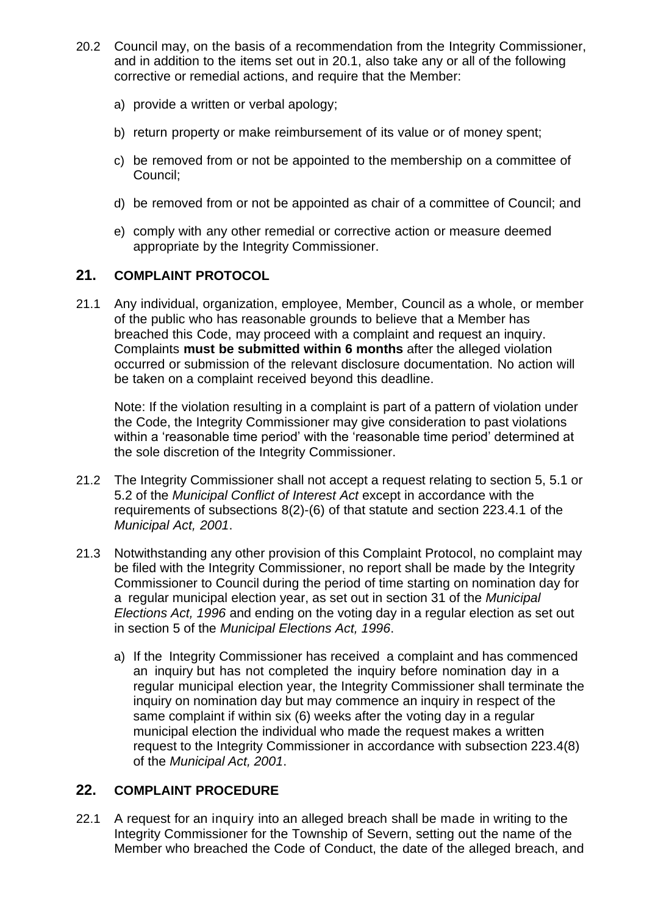20.2 Council may, on the basis of a recommendation from the Integrity Commissioner, and in addition to the items set out in 20.1, also take any or all of the following corrective or remedial actions, and require that the Member:

a) provide a written or verbal apology;

b) return property or make reimbursement of its value or of money spent;

c) be removed from or not be appointed to the membership on a committee of Council;

d) be removed from or not be appointed as chair of a committee of Council; and

e) comply with any other remedial or corrective action or measure deemed appropriate by the Integrity Commissioner.

## 21. COMPLAINT PROTOCOL

21.1 Any individual, organization, employee, Member, Council as a whole, or member of the public who has reasonable grounds to believe that a Member has breached this Code, may proceed with a complaint and request an inquiry. Complaints **must be submitted within 6 months** after the alleged violation occurred or submission of the relevant disclosure documentation. No action will be taken on a complaint received beyond this deadline.

Note: If the violation resulting in a complaint is part of a pattern of violation under the Code, the Integrity Commissioner may give consideration to past violations within a 'reasonable time period' with the 'reasonable time period' determined at the sole discretion of the Integrity Commissioner.

21.2 The Integrity Commissioner shall not accept a request relating to section 5, 5.1 or 5.2 of the *Municipal Conflict of Interest Act* except in accordance with the requirements of subsections 8(2)-(6) of that statute and section 223.4.1 of the *Municipal Act, 2001*.

21.3 Notwithstanding any other provision of this Complaint Protocol, no complaint may be filed with the Integrity Commissioner, no report shall be made by the Integrity Commissioner to Council during the period of time starting on nomination day for a regular municipal election year, as set out in section 31 of the *Municipal Elections Act, 1996* and ending on the voting day in a regular election as set out in section 5 of the *Municipal Elections Act, 1996*.

a) If the Integrity Commissioner has received a complaint and has commenced an inquiry but has not completed the inquiry before nomination day in a regular municipal election year, the Integrity Commissioner shall terminate the inquiry on nomination day but may commence an inquiry in respect of the same complaint if within six (6) weeks after the voting day in a regular municipal election the individual who made the request makes a written request to the Integrity Commissioner in accordance with subsection 223.4(8) of the *Municipal Act, 2001*.

## 22. COMPLAINT PROCEDURE

22.1 A request for an inquiry into an alleged breach shall be made in writing to the Integrity Commissioner for the Township of Severn, setting out the name of the Member who breached the Code of Conduct, the date of the alleged breach, and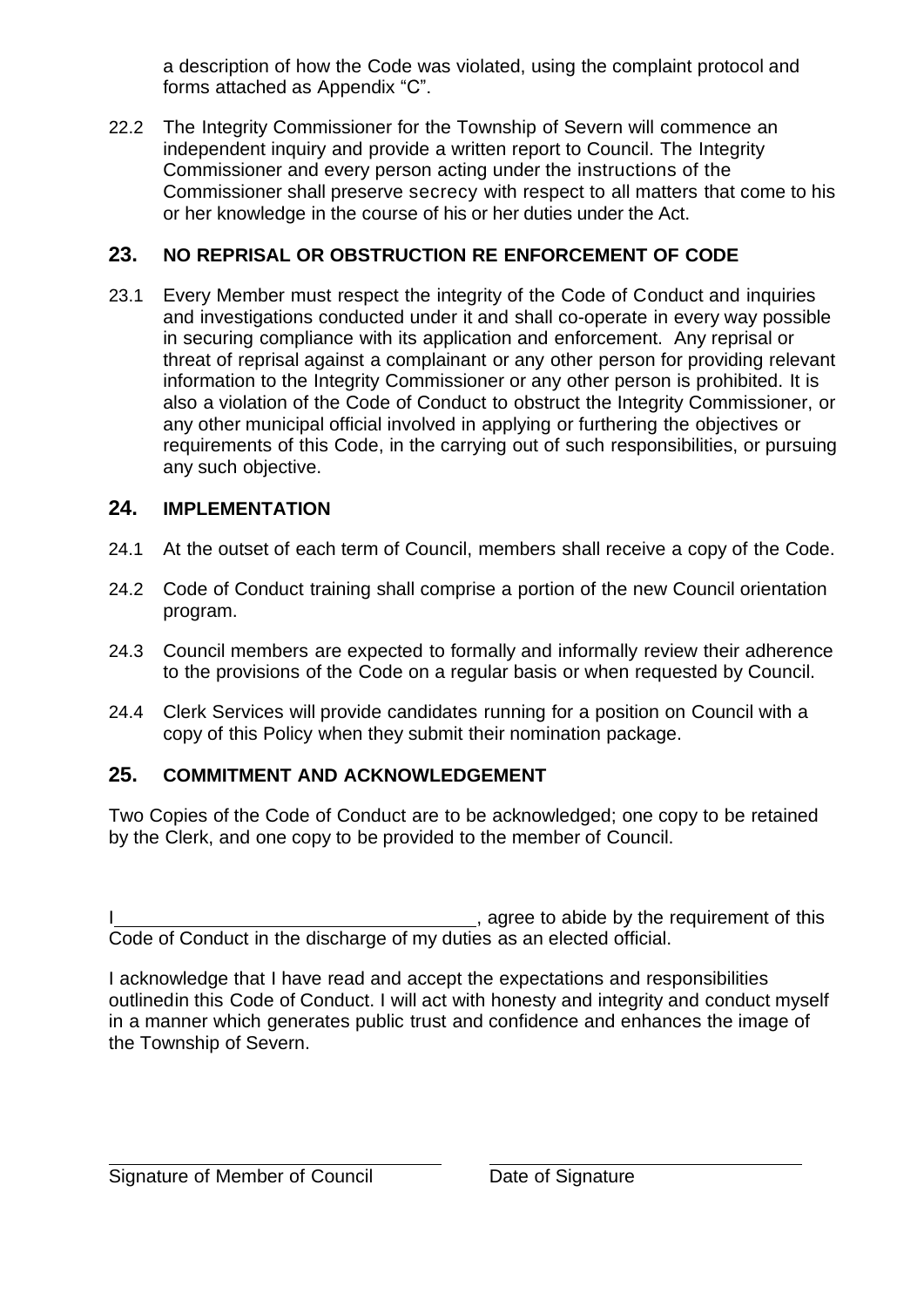a description of how the Code was violated, using the complaint protocol and forms attached as Appendix "C".

22.2 The Integrity Commissioner for the Township of Severn will commence an independent inquiry and provide a written report to Council. The Integrity Commissioner and every person acting under the instructions of the Commissioner shall preserve secrecy with respect to all matters that come to his or her knowledge in the course of his or her duties under the Act.

## 23. NO REPRISAL OR OBSTRUCTION RE ENFORCEMENT OF CODE

23.1 Every Member must respect the integrity of the Code of Conduct and inquiries and investigations conducted under it and shall co-operate in every way possible in securing compliance with its application and enforcement. Any reprisal or threat of reprisal against a complainant or any other person for providing relevant information to the Integrity Commissioner or any other person is prohibited. It is also a violation of the Code of Conduct to obstruct the Integrity Commissioner, or any other municipal official involved in applying or furthering the objectives or requirements of this Code, in the carrying out of such responsibilities, or pursuing any such objective.

## 24. IMPLEMENTATION

24.1 At the outset of each term of Council, members shall receive a copy of the Code.

24.2 Code of Conduct training shall comprise a portion of the new Council orientation program.

24.3 Council members are expected to formally and informally review their adherence to the provisions of the Code on a regular basis or when requested by Council.

24.4 Clerk Services will provide candidates running for a position on Council with a copy of this Policy when they submit their nomination package.

## 25. COMMITMENT AND ACKNOWLEDGEMENT

Two Copies of the Code of Conduct are to be acknowledged; one copy to be retained by the Clerk, and one copy to be provided to the member of Council.

I\_\_\_\_\_\_\_\_\_\_\_\_\_\_\_\_\_\_\_\_\_\_\_\_\_\_\_\_\_\_\_\_\_\_\_, agree to abide by the requirement of this Code of Conduct in the discharge of my duties as an elected official.

I acknowledge that I have read and accept the expectations and responsibilities outlinedin this Code of Conduct. I will act with honesty and integrity and conduct myself in a manner which generates public trust and confidence and enhances the image of the Township of Severn.

\_\_\_\_\_\_\_\_\_\_\_\_\_\_\_\_\_\_\_\_\_\_\_\_\_\_\_\_\_\_\_\_ \_\_\_\_\_\_\_\_\_\_\_\_\_\_\_\_\_\_\_\_\_\_\_\_\_\_\_\_\_\_\_\_

Signature of Member of Council Date of Signature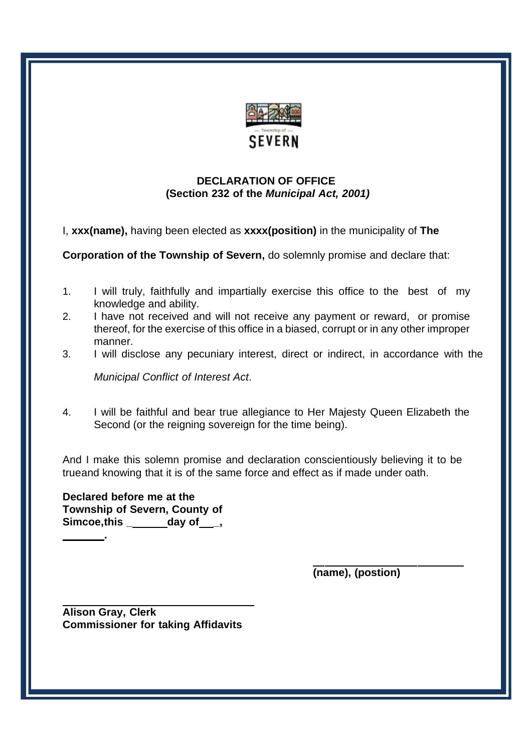Township of
SEVERN

**DECLARATION OF OFFICE**
**(Section 232 of the *Municipal Act, 2001)***

I, **xxx(name),** having been elected as **xxxx(position)** in the municipality of **The Corporation of the Township of Severn,** do solemnly promise and declare that:

1. I will truly, faithfully and impartially exercise this office to the best of my knowledge and ability.
2. I have not received and will not receive any payment or reward, or promise thereof, for the exercise of this office in a biased, corrupt or in any other improper manner.
3. I will disclose any pecuniary interest, direct or indirect, in accordance with the *Municipal Conflict of Interest Act*.
4. I will be faithful and bear true allegiance to Her Majesty Queen Elizabeth the Second (or the reigning sovereign for the time being).

And I make this solemn promise and declaration conscientiously believing it to be trueand knowing that it is of the same force and effect as if made under oath.

**Declared before me at the Township of Severn, County of Simcoe,this \_\_\_\_\_\_\_day of\_\_\_,**
**\_\_\_\_\_\_\_.**

\_\_\_\_\_\_\_\_\_\_\_\_\_\_\_\_\_\_\_\_\_\_\_\_\_\_
**(name), (postion)**

\_\_\_\_\_\_\_\_\_\_\_\_\_\_\_\_\_\_\_\_\_\_\_\_\_\_\_\_\_\_\_\_\_\_
**Alison Gray, Clerk**
**Commissioner for taking Affidavits**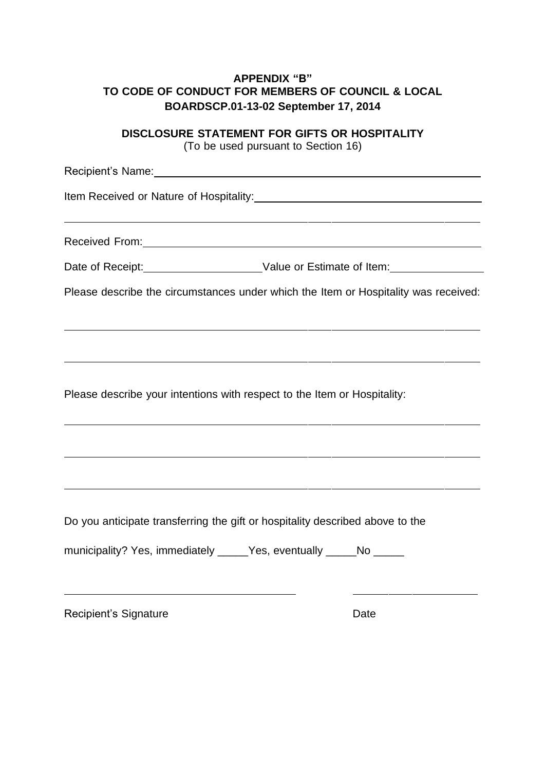**APPENDIX "B"**
**TO CODE OF CONDUCT FOR MEMBERS OF COUNCIL & LOCAL BOARDSCP.01-13-02 September 17, 2014**

**DISCLOSURE STATEMENT FOR GIFTS OR HOSPITALITY**
(To be used pursuant to Section 16)

Recipient's Name: ____________________________________________

Item Received or Nature of Hospitality: ______________________________

______________________________________________________________

Received From: _______________________________________________

Date of Receipt: ________________ Value or Estimate of Item: ____________

Please describe the circumstances under which the Item or Hospitality was received:

______________________________________________________________

______________________________________________________________

Please describe your intentions with respect to the Item or Hospitality:

______________________________________________________________

______________________________________________________________

______________________________________________________________

Do you anticipate transferring the gift or hospitality described above to the municipality? Yes, immediately _____Yes, eventually _____No _____

______________________________ ________________

Recipient's Signature Date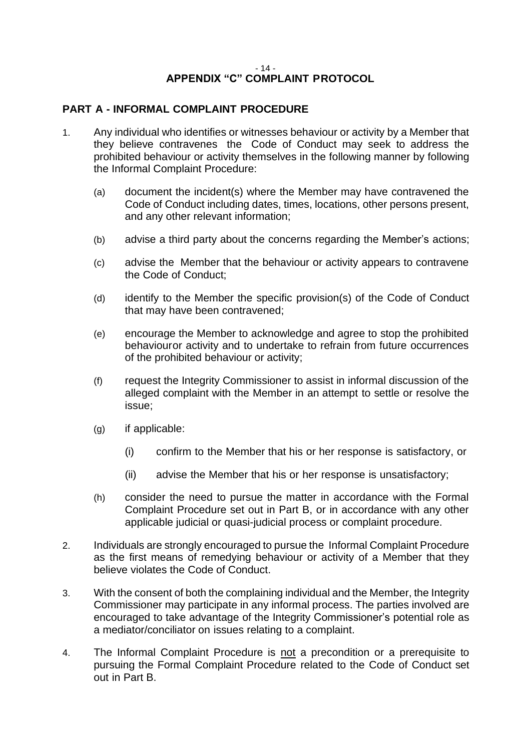# APPENDIX "C" COMPLAINT PROTOCOL

## PART A - INFORMAL COMPLAINT PROCEDURE

1. Any individual who identifies or witnesses behaviour or activity by a Member that they believe contravenes the Code of Conduct may seek to address the prohibited behaviour or activity themselves in the following manner by following the Informal Complaint Procedure:

   (a) document the incident(s) where the Member may have contravened the Code of Conduct including dates, times, locations, other persons present, and any other relevant information;

   (b) advise a third party about the concerns regarding the Member's actions;

   (c) advise the Member that the behaviour or activity appears to contravene the Code of Conduct;

   (d) identify to the Member the specific provision(s) of the Code of Conduct that may have been contravened;

   (e) encourage the Member to acknowledge and agree to stop the prohibited behaviouror activity and to undertake to refrain from future occurrences of the prohibited behaviour or activity;

   (f) request the Integrity Commissioner to assist in informal discussion of the alleged complaint with the Member in an attempt to settle or resolve the issue;

   (g) if applicable:

      (i) confirm to the Member that his or her response is satisfactory, or

      (ii) advise the Member that his or her response is unsatisfactory;

   (h) consider the need to pursue the matter in accordance with the Formal Complaint Procedure set out in Part B, or in accordance with any other applicable judicial or quasi-judicial process or complaint procedure.

2. Individuals are strongly encouraged to pursue the Informal Complaint Procedure as the first means of remedying behaviour or activity of a Member that they believe violates the Code of Conduct.

3. With the consent of both the complaining individual and the Member, the Integrity Commissioner may participate in any informal process. The parties involved are encouraged to take advantage of the Integrity Commissioner's potential role as a mediator/conciliator on issues relating to a complaint.

4. The Informal Complaint Procedure is <u>not</u> a precondition or a prerequisite to pursuing the Formal Complaint Procedure related to the Code of Conduct set out in Part B.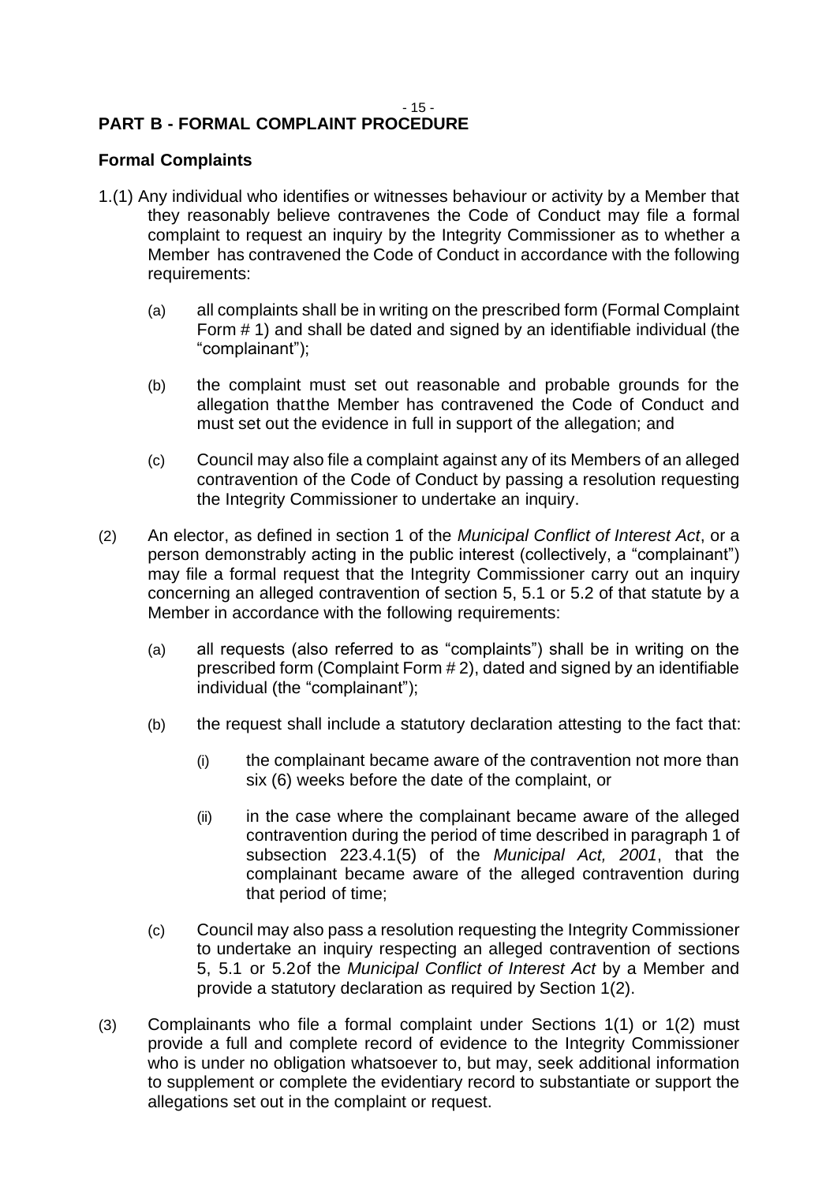## PART B - FORMAL COMPLAINT PROCEDURE

### Formal Complaints

1.(1) Any individual who identifies or witnesses behaviour or activity by a Member that they reasonably believe contravenes the Code of Conduct may file a formal complaint to request an inquiry by the Integrity Commissioner as to whether a Member has contravened the Code of Conduct in accordance with the following requirements:

(a) all complaints shall be in writing on the prescribed form (Formal Complaint Form # 1) and shall be dated and signed by an identifiable individual (the "complainant");

(b) the complaint must set out reasonable and probable grounds for the allegation thatthe Member has contravened the Code of Conduct and must set out the evidence in full in support of the allegation; and

(c) Council may also file a complaint against any of its Members of an alleged contravention of the Code of Conduct by passing a resolution requesting the Integrity Commissioner to undertake an inquiry.

(2) An elector, as defined in section 1 of the *Municipal Conflict of Interest Act*, or a person demonstrably acting in the public interest (collectively, a "complainant") may file a formal request that the Integrity Commissioner carry out an inquiry concerning an alleged contravention of section 5, 5.1 or 5.2 of that statute by a Member in accordance with the following requirements:

(a) all requests (also referred to as "complaints") shall be in writing on the prescribed form (Complaint Form # 2), dated and signed by an identifiable individual (the "complainant");

(b) the request shall include a statutory declaration attesting to the fact that:

(i) the complainant became aware of the contravention not more than six (6) weeks before the date of the complaint, or

(ii) in the case where the complainant became aware of the alleged contravention during the period of time described in paragraph 1 of subsection 223.4.1(5) of the *Municipal Act, 2001*, that the complainant became aware of the alleged contravention during that period of time;

(c) Council may also pass a resolution requesting the Integrity Commissioner to undertake an inquiry respecting an alleged contravention of sections 5, 5.1 or 5.2of the *Municipal Conflict of Interest Act* by a Member and provide a statutory declaration as required by Section 1(2).

(3) Complainants who file a formal complaint under Sections 1(1) or 1(2) must provide a full and complete record of evidence to the Integrity Commissioner who is under no obligation whatsoever to, but may, seek additional information to supplement or complete the evidentiary record to substantiate or support the allegations set out in the complaint or request.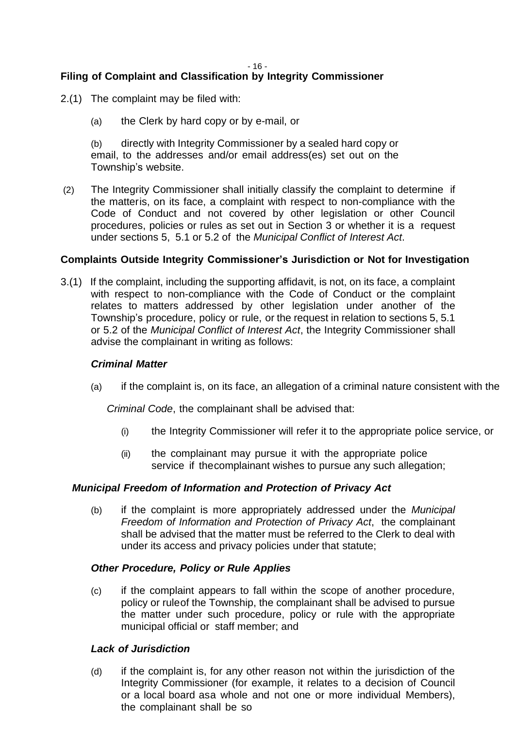**Filing of Complaint and Classification by Integrity Commissioner**

2.(1) The complaint may be filed with:

(a) the Clerk by hard copy or by e-mail, or

(b) directly with Integrity Commissioner by a sealed hard copy or email, to the addresses and/or email address(es) set out on the Township's website.

(2) The Integrity Commissioner shall initially classify the complaint to determine if the matteris, on its face, a complaint with respect to non-compliance with the Code of Conduct and not covered by other legislation or other Council procedures, policies or rules as set out in Section 3 or whether it is a request under sections 5, 5.1 or 5.2 of the *Municipal Conflict of Interest Act*.

**Complaints Outside Integrity Commissioner's Jurisdiction or Not for Investigation**

3.(1) If the complaint, including the supporting affidavit, is not, on its face, a complaint with respect to non-compliance with the Code of Conduct or the complaint relates to matters addressed by other legislation under another of the Township's procedure, policy or rule, or the request in relation to sections 5, 5.1 or 5.2 of the *Municipal Conflict of Interest Act*, the Integrity Commissioner shall advise the complainant in writing as follows:

***Criminal Matter***

(a) if the complaint is, on its face, an allegation of a criminal nature consistent with the *Criminal Code*, the complainant shall be advised that:

(i) the Integrity Commissioner will refer it to the appropriate police service, or

(ii) the complainant may pursue it with the appropriate police service if thecomplainant wishes to pursue any such allegation;

***Municipal Freedom of Information and Protection of Privacy Act***

(b) if the complaint is more appropriately addressed under the *Municipal Freedom of Information and Protection of Privacy Act*, the complainant shall be advised that the matter must be referred to the Clerk to deal with under its access and privacy policies under that statute;

***Other Procedure, Policy or Rule Applies***

(c) if the complaint appears to fall within the scope of another procedure, policy or ruleof the Township, the complainant shall be advised to pursue the matter under such procedure, policy or rule with the appropriate municipal official or staff member; and

***Lack of Jurisdiction***

(d) if the complaint is, for any other reason not within the jurisdiction of the Integrity Commissioner (for example, it relates to a decision of Council or a local board asa whole and not one or more individual Members), the complainant shall be so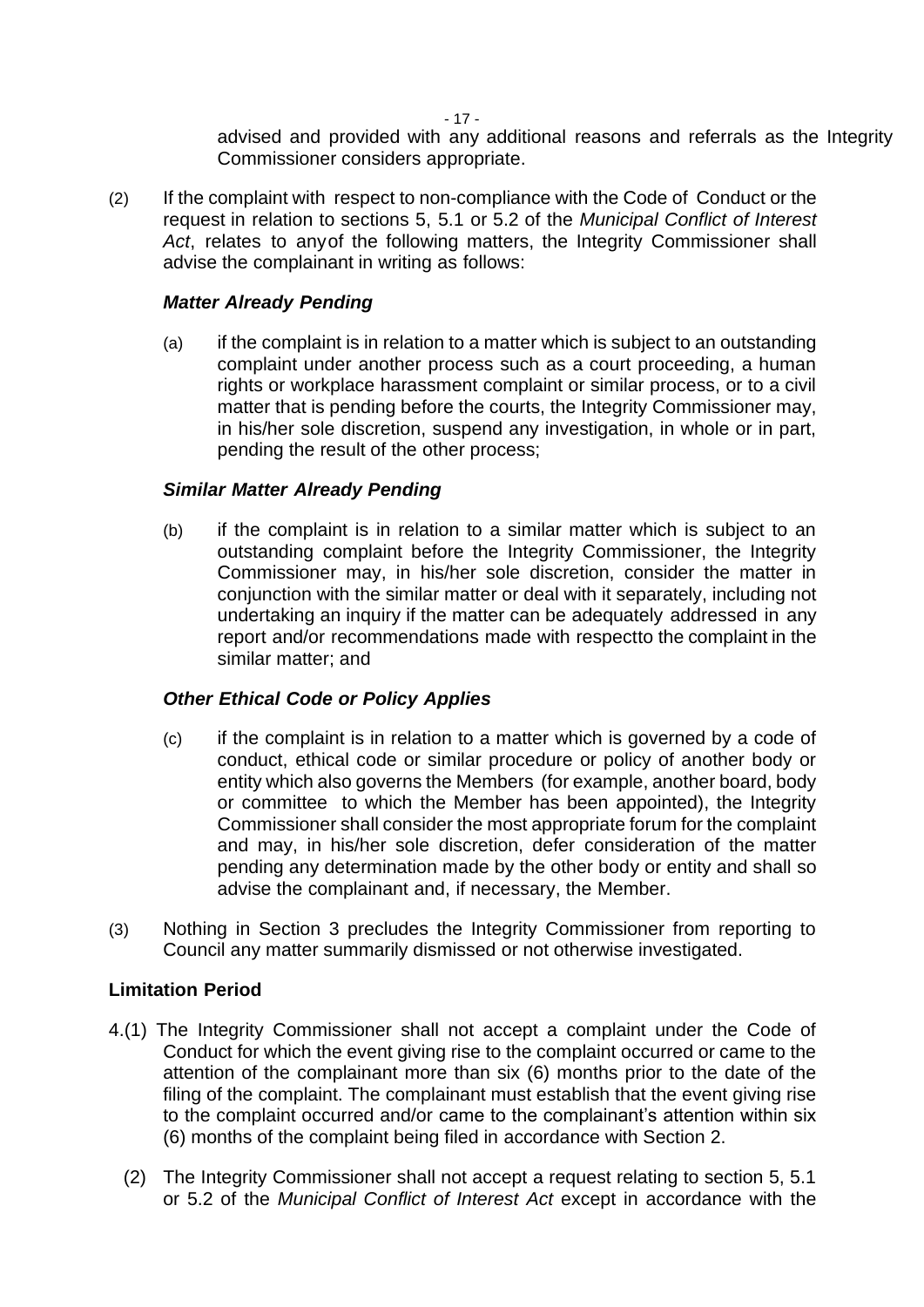advised and provided with any additional reasons and referrals as the Integrity Commissioner considers appropriate.

(2) If the complaint with respect to non-compliance with the Code of Conduct or the request in relation to sections 5, 5.1 or 5.2 of the *Municipal Conflict of Interest Act*, relates to anyof the following matters, the Integrity Commissioner shall advise the complainant in writing as follows:

***Matter Already Pending***

(a) if the complaint is in relation to a matter which is subject to an outstanding complaint under another process such as a court proceeding, a human rights or workplace harassment complaint or similar process, or to a civil matter that is pending before the courts, the Integrity Commissioner may, in his/her sole discretion, suspend any investigation, in whole or in part, pending the result of the other process;

***Similar Matter Already Pending***

(b) if the complaint is in relation to a similar matter which is subject to an outstanding complaint before the Integrity Commissioner, the Integrity Commissioner may, in his/her sole discretion, consider the matter in conjunction with the similar matter or deal with it separately, including not undertaking an inquiry if the matter can be adequately addressed in any report and/or recommendations made with respectto the complaint in the similar matter; and

***Other Ethical Code or Policy Applies***

(c) if the complaint is in relation to a matter which is governed by a code of conduct, ethical code or similar procedure or policy of another body or entity which also governs the Members (for example, another board, body or committee to which the Member has been appointed), the Integrity Commissioner shall consider the most appropriate forum for the complaint and may, in his/her sole discretion, defer consideration of the matter pending any determination made by the other body or entity and shall so advise the complainant and, if necessary, the Member.

(3) Nothing in Section 3 precludes the Integrity Commissioner from reporting to Council any matter summarily dismissed or not otherwise investigated.

**Limitation Period**

4.(1) The Integrity Commissioner shall not accept a complaint under the Code of Conduct for which the event giving rise to the complaint occurred or came to the attention of the complainant more than six (6) months prior to the date of the filing of the complaint. The complainant must establish that the event giving rise to the complaint occurred and/or came to the complainant's attention within six (6) months of the complaint being filed in accordance with Section 2.

(2) The Integrity Commissioner shall not accept a request relating to section 5, 5.1 or 5.2 of the *Municipal Conflict of Interest Act* except in accordance with the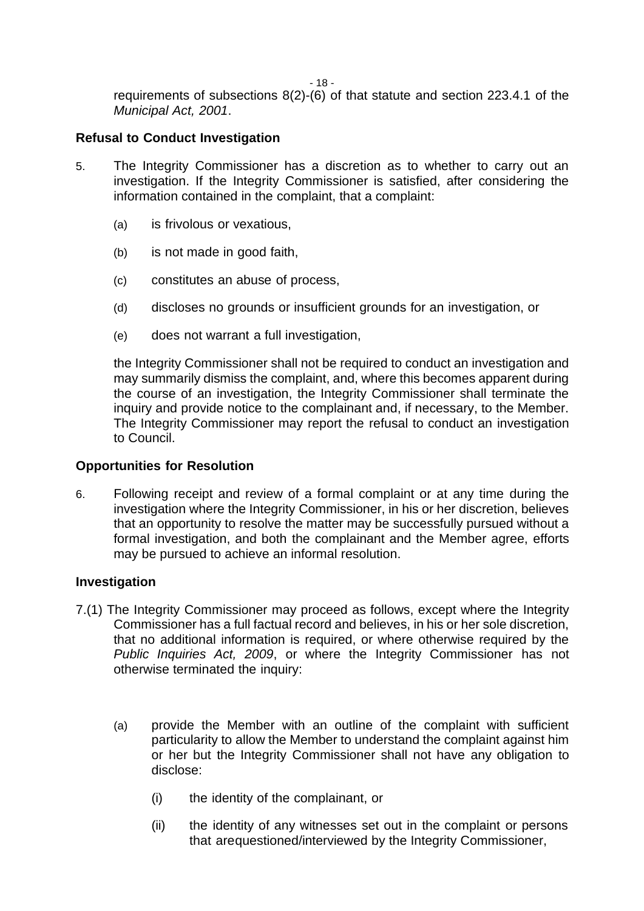requirements of subsections 8(2)-(6) of that statute and section 223.4.1 of the *Municipal Act, 2001*.

**Refusal to Conduct Investigation**

5. The Integrity Commissioner has a discretion as to whether to carry out an investigation. If the Integrity Commissioner is satisfied, after considering the information contained in the complaint, that a complaint:

   (a) is frivolous or vexatious,

   (b) is not made in good faith,

   (c) constitutes an abuse of process,

   (d) discloses no grounds or insufficient grounds for an investigation, or

   (e) does not warrant a full investigation,

   the Integrity Commissioner shall not be required to conduct an investigation and may summarily dismiss the complaint, and, where this becomes apparent during the course of an investigation, the Integrity Commissioner shall terminate the inquiry and provide notice to the complainant and, if necessary, to the Member. The Integrity Commissioner may report the refusal to conduct an investigation to Council.

**Opportunities for Resolution**

6. Following receipt and review of a formal complaint or at any time during the investigation where the Integrity Commissioner, in his or her discretion, believes that an opportunity to resolve the matter may be successfully pursued without a formal investigation, and both the complainant and the Member agree, efforts may be pursued to achieve an informal resolution.

**Investigation**

7.(1) The Integrity Commissioner may proceed as follows, except where the Integrity Commissioner has a full factual record and believes, in his or her sole discretion, that no additional information is required, or where otherwise required by the *Public Inquiries Act, 2009*, or where the Integrity Commissioner has not otherwise terminated the inquiry:

   (a) provide the Member with an outline of the complaint with sufficient particularity to allow the Member to understand the complaint against him or her but the Integrity Commissioner shall not have any obligation to disclose:

      (i) the identity of the complainant, or

      (ii) the identity of any witnesses set out in the complaint or persons that arequestioned/interviewed by the Integrity Commissioner,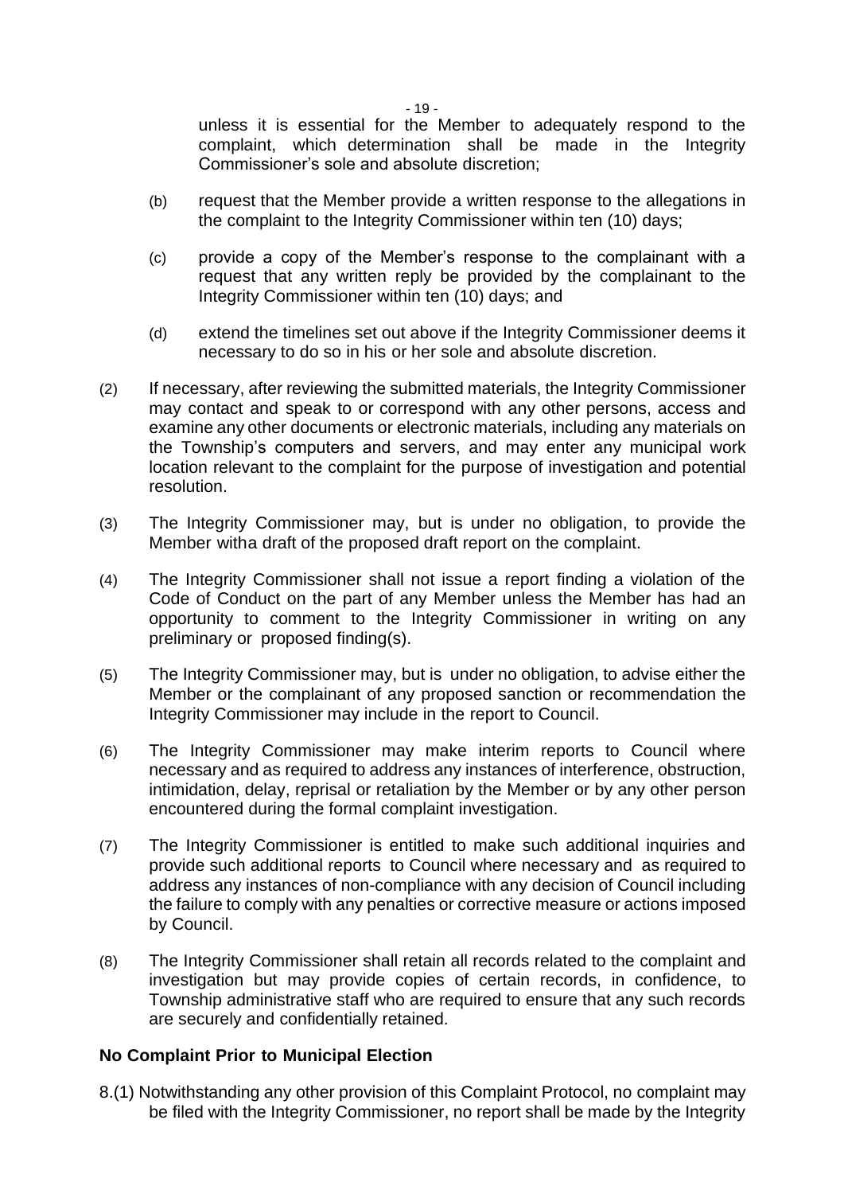unless it is essential for the Member to adequately respond to the complaint, which determination shall be made in the Integrity Commissioner's sole and absolute discretion;

(b) request that the Member provide a written response to the allegations in the complaint to the Integrity Commissioner within ten (10) days;

(c) provide a copy of the Member's response to the complainant with a request that any written reply be provided by the complainant to the Integrity Commissioner within ten (10) days; and

(d) extend the timelines set out above if the Integrity Commissioner deems it necessary to do so in his or her sole and absolute discretion.

(2) If necessary, after reviewing the submitted materials, the Integrity Commissioner may contact and speak to or correspond with any other persons, access and examine any other documents or electronic materials, including any materials on the Township's computers and servers, and may enter any municipal work location relevant to the complaint for the purpose of investigation and potential resolution.

(3) The Integrity Commissioner may, but is under no obligation, to provide the Member witha draft of the proposed draft report on the complaint.

(4) The Integrity Commissioner shall not issue a report finding a violation of the Code of Conduct on the part of any Member unless the Member has had an opportunity to comment to the Integrity Commissioner in writing on any preliminary or proposed finding(s).

(5) The Integrity Commissioner may, but is under no obligation, to advise either the Member or the complainant of any proposed sanction or recommendation the Integrity Commissioner may include in the report to Council.

(6) The Integrity Commissioner may make interim reports to Council where necessary and as required to address any instances of interference, obstruction, intimidation, delay, reprisal or retaliation by the Member or by any other person encountered during the formal complaint investigation.

(7) The Integrity Commissioner is entitled to make such additional inquiries and provide such additional reports to Council where necessary and as required to address any instances of non-compliance with any decision of Council including the failure to comply with any penalties or corrective measure or actions imposed by Council.

(8) The Integrity Commissioner shall retain all records related to the complaint and investigation but may provide copies of certain records, in confidence, to Township administrative staff who are required to ensure that any such records are securely and confidentially retained.

**No Complaint Prior to Municipal Election**

8.(1) Notwithstanding any other provision of this Complaint Protocol, no complaint may be filed with the Integrity Commissioner, no report shall be made by the Integrity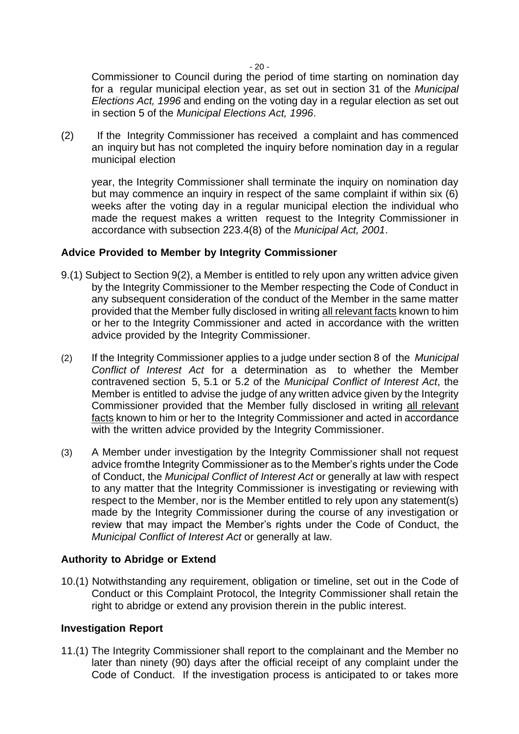Commissioner to Council during the period of time starting on nomination day for a regular municipal election year, as set out in section 31 of the *Municipal Elections Act, 1996* and ending on the voting day in a regular election as set out in section 5 of the *Municipal Elections Act, 1996*.

(2) If the Integrity Commissioner has received a complaint and has commenced an inquiry but has not completed the inquiry before nomination day in a regular municipal election

year, the Integrity Commissioner shall terminate the inquiry on nomination day but may commence an inquiry in respect of the same complaint if within six (6) weeks after the voting day in a regular municipal election the individual who made the request makes a written request to the Integrity Commissioner in accordance with subsection 223.4(8) of the *Municipal Act, 2001*.

### Advice Provided to Member by Integrity Commissioner

9.(1) Subject to Section 9(2), a Member is entitled to rely upon any written advice given by the Integrity Commissioner to the Member respecting the Code of Conduct in any subsequent consideration of the conduct of the Member in the same matter provided that the Member fully disclosed in writing all relevant facts known to him or her to the Integrity Commissioner and acted in accordance with the written advice provided by the Integrity Commissioner.

(2) If the Integrity Commissioner applies to a judge under section 8 of the *Municipal Conflict of Interest Act* for a determination as to whether the Member contravened section 5, 5.1 or 5.2 of the *Municipal Conflict of Interest Act*, the Member is entitled to advise the judge of any written advice given by the Integrity Commissioner provided that the Member fully disclosed in writing all relevant facts known to him or her to the Integrity Commissioner and acted in accordance with the written advice provided by the Integrity Commissioner.

(3) A Member under investigation by the Integrity Commissioner shall not request advice fromthe Integrity Commissioner as to the Member's rights under the Code of Conduct, the *Municipal Conflict of Interest Act* or generally at law with respect to any matter that the Integrity Commissioner is investigating or reviewing with respect to the Member, nor is the Member entitled to rely upon any statement(s) made by the Integrity Commissioner during the course of any investigation or review that may impact the Member's rights under the Code of Conduct, the *Municipal Conflict of Interest Act* or generally at law.

### Authority to Abridge or Extend

10.(1) Notwithstanding any requirement, obligation or timeline, set out in the Code of Conduct or this Complaint Protocol, the Integrity Commissioner shall retain the right to abridge or extend any provision therein in the public interest.

### Investigation Report

11.(1) The Integrity Commissioner shall report to the complainant and the Member no later than ninety (90) days after the official receipt of any complaint under the Code of Conduct. If the investigation process is anticipated to or takes more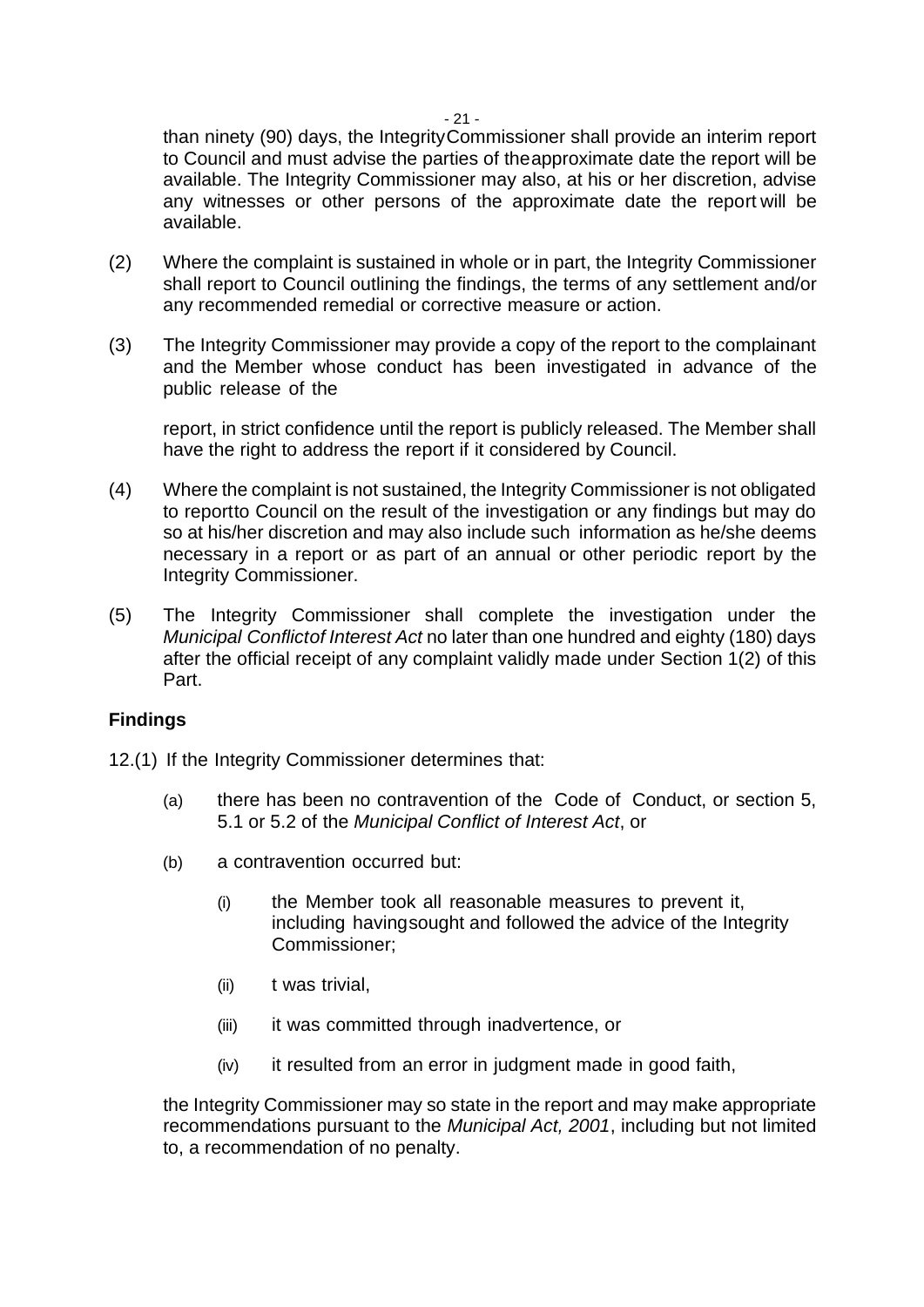than ninety (90) days, the IntegrityCommissioner shall provide an interim report to Council and must advise the parties of theapproximate date the report will be available. The Integrity Commissioner may also, at his or her discretion, advise any witnesses or other persons of the approximate date the report will be available.

(2) Where the complaint is sustained in whole or in part, the Integrity Commissioner shall report to Council outlining the findings, the terms of any settlement and/or any recommended remedial or corrective measure or action.

(3) The Integrity Commissioner may provide a copy of the report to the complainant and the Member whose conduct has been investigated in advance of the public release of the

report, in strict confidence until the report is publicly released. The Member shall have the right to address the report if it considered by Council.

(4) Where the complaint is not sustained, the Integrity Commissioner is not obligated to reportto Council on the result of the investigation or any findings but may do so at his/her discretion and may also include such information as he/she deems necessary in a report or as part of an annual or other periodic report by the Integrity Commissioner.

(5) The Integrity Commissioner shall complete the investigation under the *Municipal Conflictof Interest Act* no later than one hundred and eighty (180) days after the official receipt of any complaint validly made under Section 1(2) of this Part.

**Findings**

12.(1) If the Integrity Commissioner determines that:

(a) there has been no contravention of the Code of Conduct, or section 5, 5.1 or 5.2 of the *Municipal Conflict of Interest Act*, or

(b) a contravention occurred but:

(i) the Member took all reasonable measures to prevent it, including havingsought and followed the advice of the Integrity Commissioner;

(ii) t was trivial,

(iii) it was committed through inadvertence, or

(iv) it resulted from an error in judgment made in good faith,

the Integrity Commissioner may so state in the report and may make appropriate recommendations pursuant to the *Municipal Act, 2001*, including but not limited to, a recommendation of no penalty.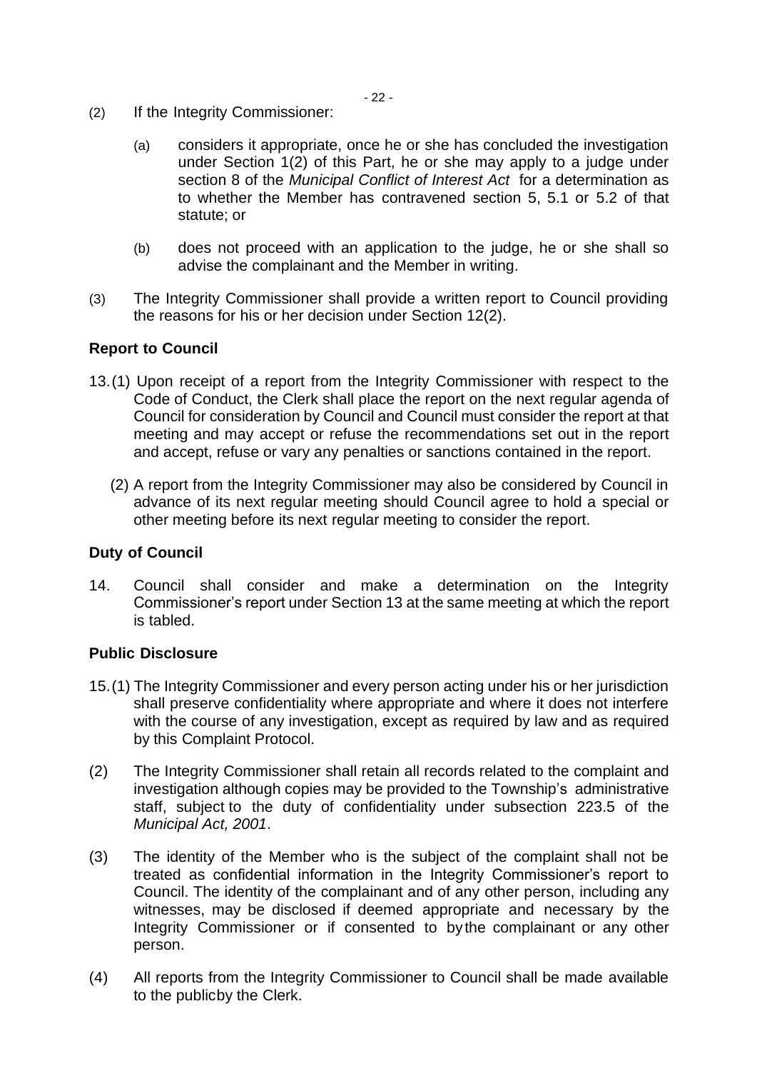(2) If the Integrity Commissioner:

   (a) considers it appropriate, once he or she has concluded the investigation under Section 1(2) of this Part, he or she may apply to a judge under section 8 of the *Municipal Conflict of Interest Act* for a determination as to whether the Member has contravened section 5, 5.1 or 5.2 of that statute; or

   (b) does not proceed with an application to the judge, he or she shall so advise the complainant and the Member in writing.

(3) The Integrity Commissioner shall provide a written report to Council providing the reasons for his or her decision under Section 12(2).

**Report to Council**

13.(1) Upon receipt of a report from the Integrity Commissioner with respect to the Code of Conduct, the Clerk shall place the report on the next regular agenda of Council for consideration by Council and Council must consider the report at that meeting and may accept or refuse the recommendations set out in the report and accept, refuse or vary any penalties or sanctions contained in the report.

(2) A report from the Integrity Commissioner may also be considered by Council in advance of its next regular meeting should Council agree to hold a special or other meeting before its next regular meeting to consider the report.

**Duty of Council**

14. Council shall consider and make a determination on the Integrity Commissioner's report under Section 13 at the same meeting at which the report is tabled.

**Public Disclosure**

15.(1) The Integrity Commissioner and every person acting under his or her jurisdiction shall preserve confidentiality where appropriate and where it does not interfere with the course of any investigation, except as required by law and as required by this Complaint Protocol.

(2) The Integrity Commissioner shall retain all records related to the complaint and investigation although copies may be provided to the Township's administrative staff, subject to the duty of confidentiality under subsection 223.5 of the *Municipal Act, 2001*.

(3) The identity of the Member who is the subject of the complaint shall not be treated as confidential information in the Integrity Commissioner's report to Council. The identity of the complainant and of any other person, including any witnesses, may be disclosed if deemed appropriate and necessary by the Integrity Commissioner or if consented to by the complainant or any other person.

(4) All reports from the Integrity Commissioner to Council shall be made available to the public by the Clerk.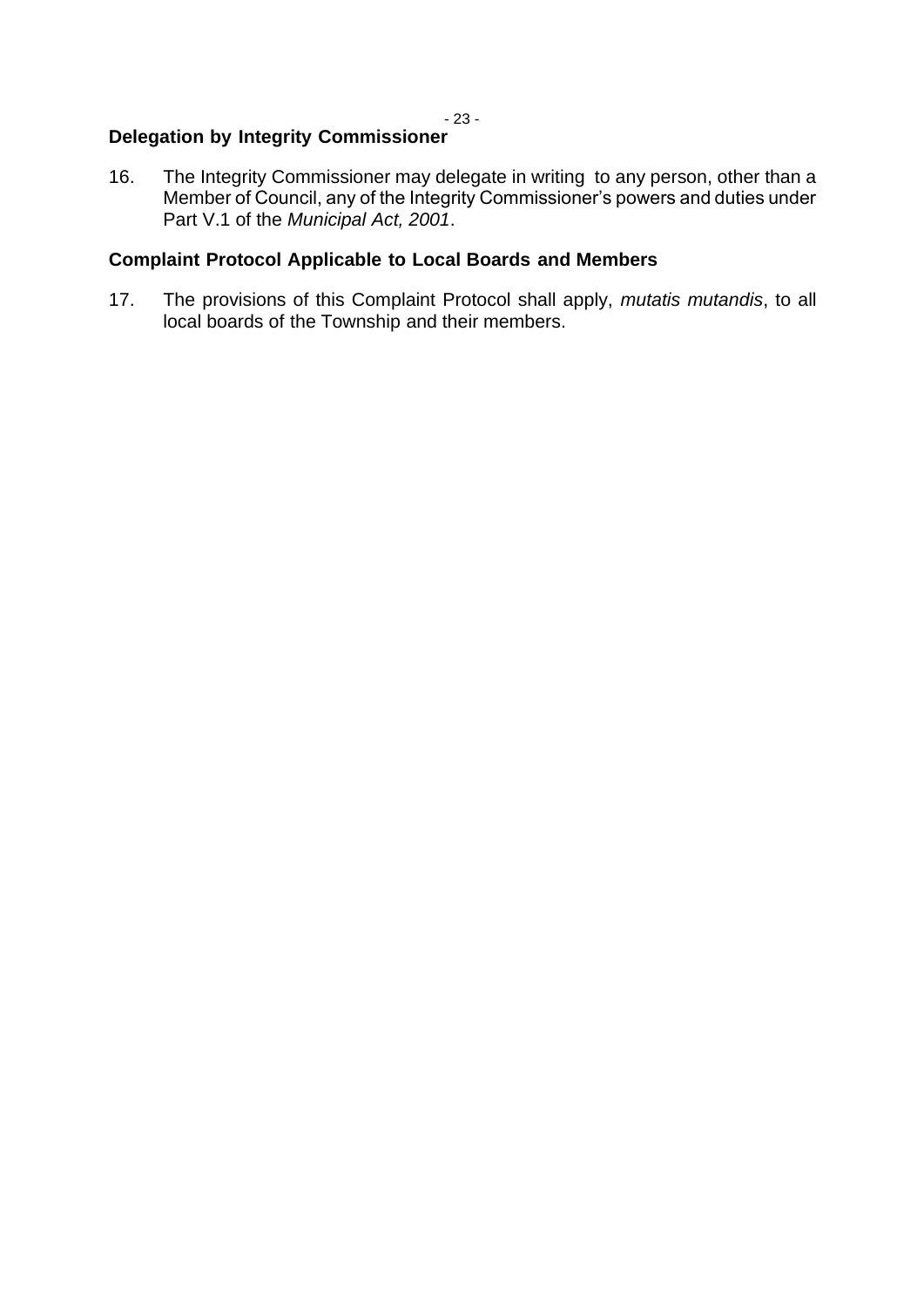### Delegation by Integrity Commissioner

16. The Integrity Commissioner may delegate in writing to any person, other than a Member of Council, any of the Integrity Commissioner's powers and duties under Part V.1 of the *Municipal Act, 2001*.

### Complaint Protocol Applicable to Local Boards and Members

17. The provisions of this Complaint Protocol shall apply, *mutatis mutandis*, to all local boards of the Township and their members.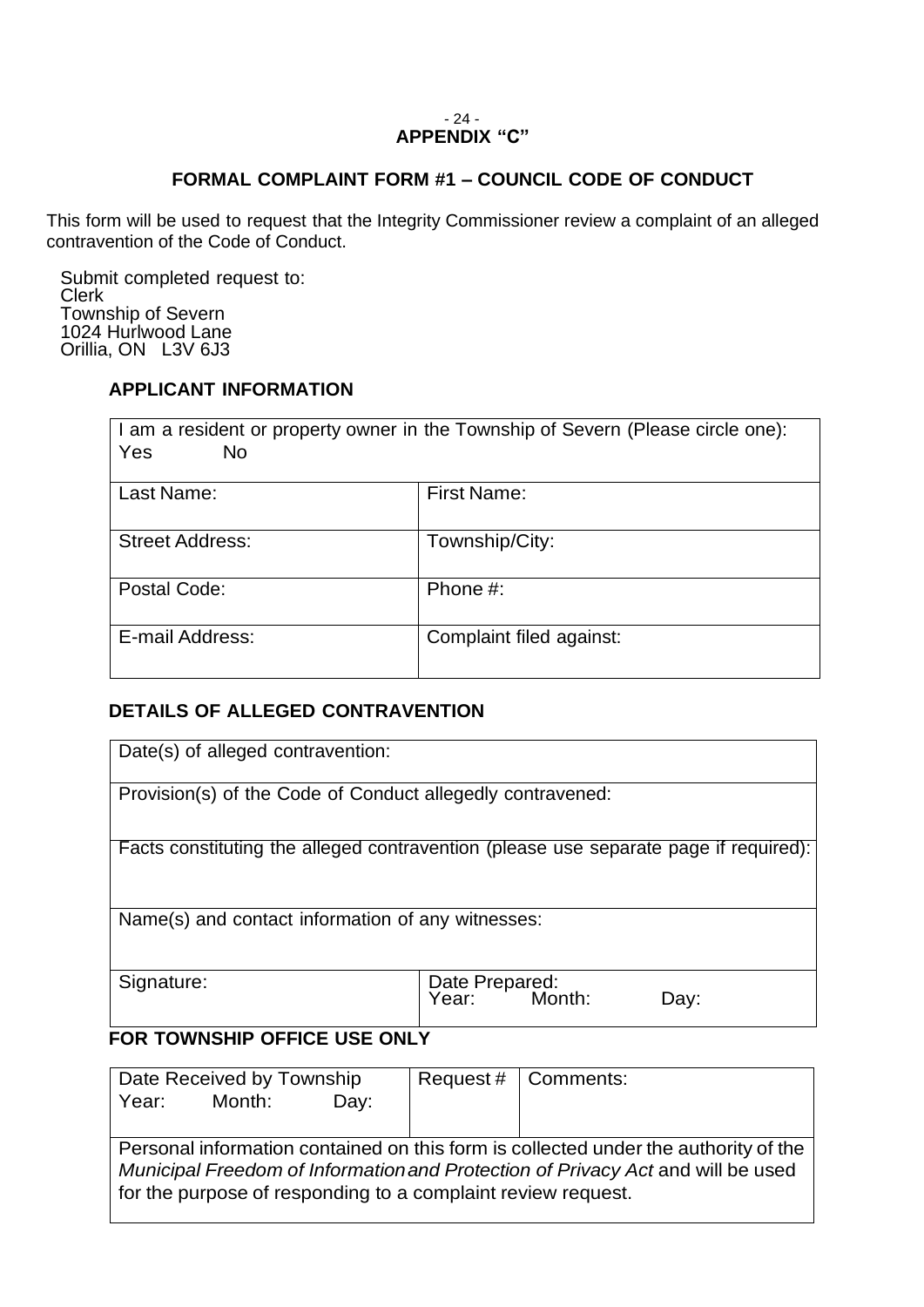## APPENDIX “C”

### FORMAL COMPLAINT FORM #1 – COUNCIL CODE OF CONDUCT

This form will be used to request that the Integrity Commissioner review a complaint of an alleged contravention of the Code of Conduct.

Submit completed request to:
Clerk
Township of Severn
1024 Hurlwood Lane
Orillia, ON L3V 6J3

**APPLICANT INFORMATION**

| I am a resident or property owner in the Township of Severn (Please circle one): Yes No | |
|---|---|
| Last Name: | First Name: |
| Street Address: | Township/City: |
| Postal Code: | Phone #: |
| E-mail Address: | Complaint filed against: |

**DETAILS OF ALLEGED CONTRAVENTION**

| Date(s) of alleged contravention: | |
|---|---|
| Provision(s) of the Code of Conduct allegedly contravened: | |
| Facts constituting the alleged contravention (please use separate page if required): | |
| Name(s) and contact information of any witnesses: | |
| Signature: | Date Prepared: Year: Month: Day: |

**FOR TOWNSHIP OFFICE USE ONLY**

| Date Received by Township Year: Month: Day: | Request # | Comments: |
|---|---|---|
| Personal information contained on this form is collected under the authority of the *Municipal Freedom of Information and Protection of Privacy Act* and will be used for the purpose of responding to a complaint review request. | | |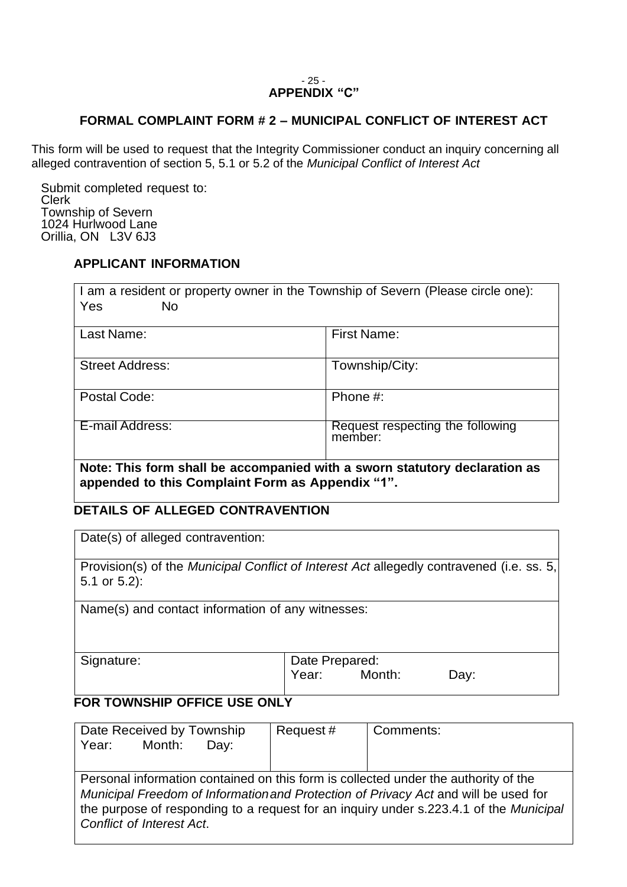## APPENDIX "C"

### FORMAL COMPLAINT FORM # 2 – MUNICIPAL CONFLICT OF INTEREST ACT

This form will be used to request that the Integrity Commissioner conduct an inquiry concerning all alleged contravention of section 5, 5.1 or 5.2 of the *Municipal Conflict of Interest Act*

Submit completed request to:
Clerk
Township of Severn
1024 Hurlwood Lane
Orillia, ON L3V 6J3

**APPLICANT INFORMATION**

| I am a resident or property owner in the Township of Severn (Please circle one): Yes No | |
|---|---|
| Last Name: | First Name: |
| Street Address: | Township/City: |
| Postal Code: | Phone #: |
| E-mail Address: | Request respecting the following member: |
| **Note: This form shall be accompanied with a sworn statutory declaration as appended to this Complaint Form as Appendix "1".** | |

**DETAILS OF ALLEGED CONTRAVENTION**

| Date(s) of alleged contravention: | |
|---|---|
| Provision(s) of the *Municipal Conflict of Interest Act* allegedly contravened (i.e. ss. 5, 5.1 or 5.2): | |
| Name(s) and contact information of any witnesses: | |
| Signature: | Date Prepared: Year: Month: Day: |

**FOR TOWNSHIP OFFICE USE ONLY**

| Date Received by Township Year: Month: Day: | Request # | Comments: |
|---|---|---|
| Personal information contained on this form is collected under the authority of the *Municipal Freedom of Information and Protection of Privacy Act* and will be used for the purpose of responding to a request for an inquiry under s.223.4.1 of the *Municipal Conflict of Interest Act*. | | |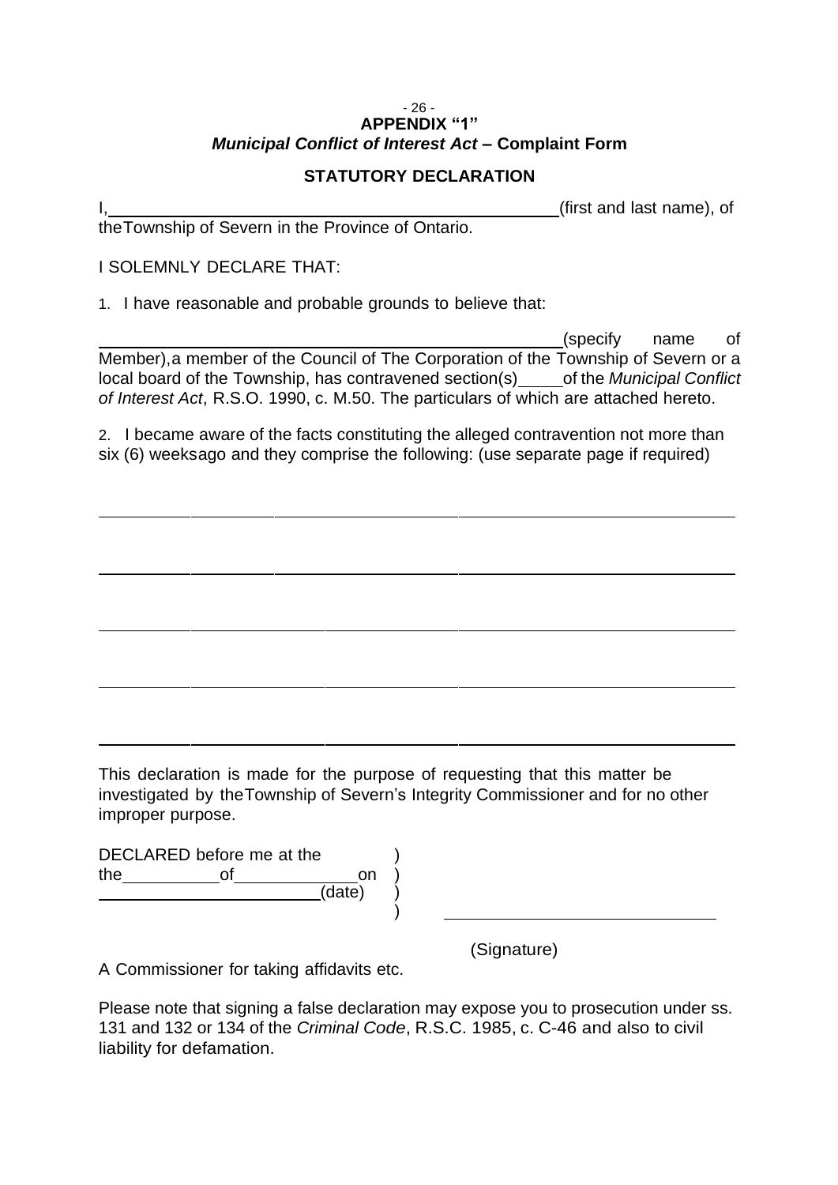## APPENDIX "1"
## *Municipal Conflict of Interest Act* – Complaint Form

### STATUTORY DECLARATION

I, ______________________________________________ (first and last name), of the Township of Severn in the Province of Ontario.

I SOLEMNLY DECLARE THAT:

1. I have reasonable and probable grounds to believe that:

______________________________________________ (specify name of Member), a member of the Council of The Corporation of the Township of Severn or a local board of the Township, has contravened section(s) _____ of the *Municipal Conflict of Interest Act*, R.S.O. 1990, c. M.50. The particulars of which are attached hereto.

2. I became aware of the facts constituting the alleged contravention not more than six (6) weeks ago and they comprise the following: (use separate page if required)

______________________________________________________________________________

______________________________________________________________________________

______________________________________________________________________________

______________________________________________________________________________

______________________________________________________________________________

This declaration is made for the purpose of requesting that this matter be investigated by the Township of Severn's Integrity Commissioner and for no other improper purpose.

DECLARED before me at the )
the __________ of ____________ on )
________________________ (date) )
) ____________________________

(Signature)

A Commissioner for taking affidavits etc.

Please note that signing a false declaration may expose you to prosecution under ss. 131 and 132 or 134 of the *Criminal Code*, R.S.C. 1985, c. C-46 and also to civil liability for defamation.